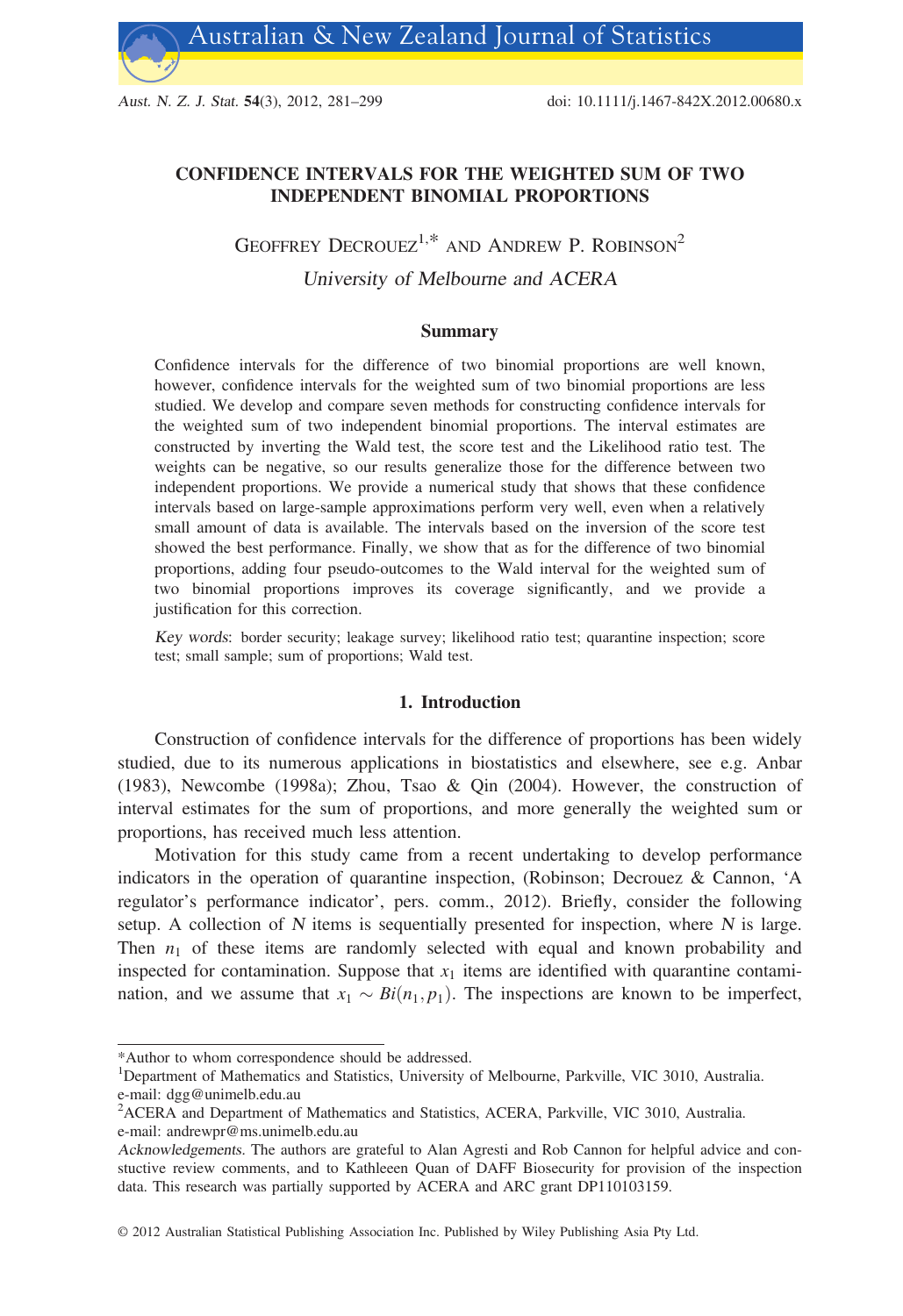# CONFIDENCE INTERVALS FOR THE WEIGHTED SUM OF TWO INDEPENDENT BINOMIAL PROPORTIONS

GEOFFREY DECROUEZ[1,*] AND ANDREW P. ROBINSON[2]

*University of Melbourne and ACERA*

## Summary

Confidence intervals for the difference of two binomial proportions are well known, however, confidence intervals for the weighted sum of two binomial proportions are less studied. We develop and compare seven methods for constructing confidence intervals for the weighted sum of two independent binomial proportions. The interval estimates are constructed by inverting the Wald test, the score test and the Likelihood ratio test. The weights can be negative, so our results generalize those for the difference between two independent proportions. We provide a numerical study that shows that these confidence intervals based on large-sample approximations perform very well, even when a relatively small amount of data is available. The intervals based on the inversion of the score test showed the best performance. Finally, we show that as for the difference of two binomial proportions, adding four pseudo-outcomes to the Wald interval for the weighted sum of two binomial proportions improves its coverage significantly, and we provide a justification for this correction.

*Key words*: border security; leakage survey; likelihood ratio test; quarantine inspection; score test; small sample; sum of proportions; Wald test.

## 1. Introduction

Construction of confidence intervals for the difference of proportions has been widely studied, due to its numerous applications in biostatistics and elsewhere, see e.g. Anbar (1983), Newcombe (1998a); Zhou, Tsao & Qin (2004). However, the construction of interval estimates for the sum of proportions, and more generally the weighted sum or proportions, has received much less attention.

Motivation for this study came from a recent undertaking to develop performance indicators in the operation of quarantine inspection, (Robinson; Decrouez & Cannon, 'A regulator's performance indicator', pers. comm., 2012). Briefly, consider the following setup. A collection of $N$ items is sequentially presented for inspection, where $N$ is large. Then $n_1$ of these items are randomly selected with equal and known probability and inspected for contamination. Suppose that $x_1$ items are identified with quarantine contamination, and we assume that $x_1 \sim Bi(n_1, p_1)$. The inspections are known to be imperfect,

---

*Author to whom correspondence should be addressed.

[1]Department of Mathematics and Statistics, University of Melbourne, Parkville, VIC 3010, Australia. e-mail: dgg@unimelb.edu.au

[2]ACERA and Department of Mathematics and Statistics, ACERA, Parkville, VIC 3010, Australia. e-mail: andrewpr@ms.unimelb.edu.au

*Acknowledgements*. The authors are grateful to Alan Agresti and Rob Cannon for helpful advice and constuctive review comments, and to Kathleeen Quan of DAFF Biosecurity for provision of the inspection data. This research was partially supported by ACERA and ARC grant DP110103159.

© 2012 Australian Statistical Publishing Association Inc. Published by Wiley Publishing Asia Pty Ltd.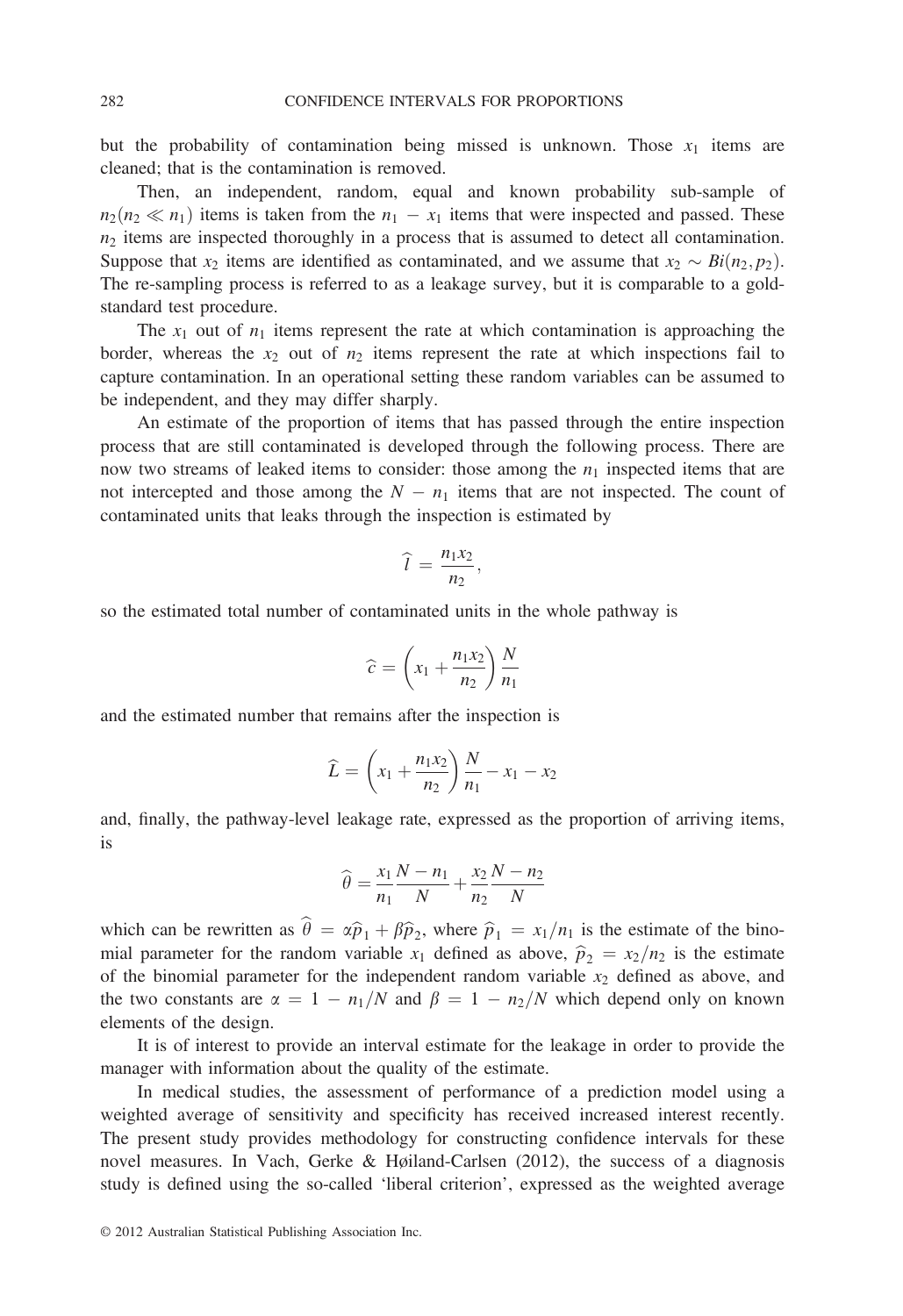but the probability of contamination being missed is unknown. Those $x_1$ items are cleaned; that is the contamination is removed.

Then, an independent, random, equal and known probability sub-sample of $n_2 (n_2 \ll n_1)$ items is taken from the $n_1 - x_1$ items that were inspected and passed. These $n_2$ items are inspected thoroughly in a process that is assumed to detect all contamination. Suppose that $x_2$ items are identified as contaminated, and we assume that $x_2 \sim Bi(n_2, p_2)$. The re-sampling process is referred to as a leakage survey, but it is comparable to a gold-standard test procedure.

The $x_1$ out of $n_1$ items represent the rate at which contamination is approaching the border, whereas the $x_2$ out of $n_2$ items represent the rate at which inspections fail to capture contamination. In an operational setting these random variables can be assumed to be independent, and they may differ sharply.

An estimate of the proportion of items that has passed through the entire inspection process that are still contaminated is developed through the following process. There are now two streams of leaked items to consider: those among the $n_1$ inspected items that are not intercepted and those among the $N - n_1$ items that are not inspected. The count of contaminated units that leaks through the inspection is estimated by

$$\widehat{l} = \frac{n_1 x_2}{n_2},$$

so the estimated total number of contaminated units in the whole pathway is

$$\widehat{c} = \left( x_1 + \frac{n_1 x_2}{n_2} \right) \frac{N}{n_1}$$

and the estimated number that remains after the inspection is

$$\widehat{L} = \left( x_1 + \frac{n_1 x_2}{n_2} \right) \frac{N}{n_1} - x_1 - x_2$$

and, finally, the pathway-level leakage rate, expressed as the proportion of arriving items, is

$$\widehat{\theta} = \frac{x_1}{n_1} \frac{N - n_1}{N} + \frac{x_2}{n_2} \frac{N - n_2}{N}$$

which can be rewritten as $\widehat{\theta} = \alpha \widehat{p}_1 + \beta \widehat{p}_2$, where $\widehat{p}_1 = x_1/n_1$ is the estimate of the binomial parameter for the random variable $x_1$ defined as above, $\widehat{p}_2 = x_2/n_2$ is the estimate of the binomial parameter for the independent random variable $x_2$ defined as above, and the two constants are $\alpha = 1 - n_1/N$ and $\beta = 1 - n_2/N$ which depend only on known elements of the design.

It is of interest to provide an interval estimate for the leakage in order to provide the manager with information about the quality of the estimate.

In medical studies, the assessment of performance of a prediction model using a weighted average of sensitivity and specificity has received increased interest recently. The present study provides methodology for constructing confidence intervals for these novel measures. In Vach, Gerke & Høiland-Carlsen (2012), the success of a diagnosis study is defined using the so-called 'liberal criterion', expressed as the weighted average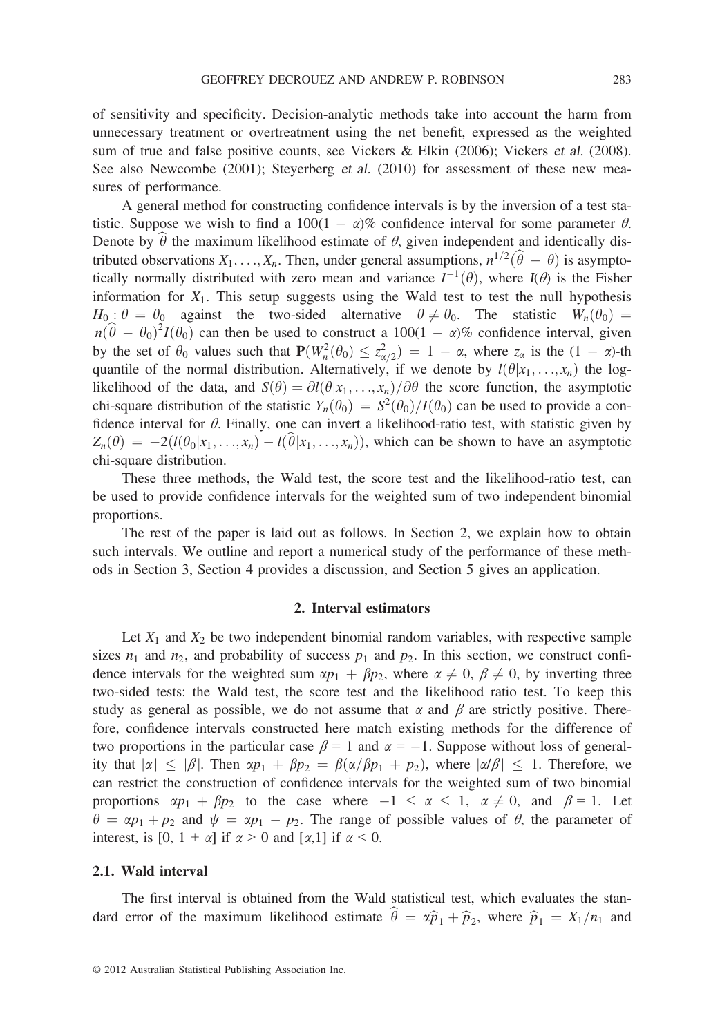of sensitivity and specificity. Decision-analytic methods take into account the harm from unnecessary treatment or overtreatment using the net benefit, expressed as the weighted sum of true and false positive counts, see Vickers & Elkin (2006); Vickers *et al.* (2008). See also Newcombe (2001); Steyerberg *et al.* (2010) for assessment of these new measures of performance.

A general method for constructing confidence intervals is by the inversion of a test statistic. Suppose we wish to find a $100(1-\alpha)\%$ confidence interval for some parameter $\theta$. Denote by $\widehat{\theta}$ the maximum likelihood estimate of $\theta$, given independent and identically distributed observations $X_1, \ldots, X_n$. Then, under general assumptions, $n^{1/2}(\widehat{\theta}-\theta)$ is asymptotically normally distributed with zero mean and variance $I^{-1}(\theta)$, where $I(\theta)$ is the Fisher information for $X_1$. This setup suggests using the Wald test to test the null hypothesis $H_0: \theta = \theta_0$ against the two-sided alternative $\theta \neq \theta_0$. The statistic $W_n(\theta_0) = n(\widehat{\theta}-\theta_0)^2 I(\theta_0)$ can then be used to construct a $100(1-\alpha)\%$ confidence interval, given by the set of $\theta_0$ values such that $\mathbf{P}(W_n^2(\theta_0) \leq z_{\alpha/2}^2) = 1-\alpha$, where $z_\alpha$ is the $(1-\alpha)$-th quantile of the normal distribution. Alternatively, if we denote by $l(\theta|x_1, \ldots, x_n)$ the log-likelihood of the data, and $S(\theta) = \partial l(\theta|x_1, \ldots, x_n)/\partial\theta$ the score function, the asymptotic chi-square distribution of the statistic $Y_n(\theta_0) = S^2(\theta_0)/I(\theta_0)$ can be used to provide a confidence interval for $\theta$. Finally, one can invert a likelihood-ratio test, with statistic given by $Z_n(\theta) = -2(l(\theta_0|x_1, \ldots, x_n) - l(\widehat{\theta}|x_1, \ldots, x_n))$, which can be shown to have an asymptotic chi-square distribution.

These three methods, the Wald test, the score test and the likelihood-ratio test, can be used to provide confidence intervals for the weighted sum of two independent binomial proportions.

The rest of the paper is laid out as follows. In Section 2, we explain how to obtain such intervals. We outline and report a numerical study of the performance of these methods in Section 3, Section 4 provides a discussion, and Section 5 gives an application.

## 2. Interval estimators

Let $X_1$ and $X_2$ be two independent binomial random variables, with respective sample sizes $n_1$ and $n_2$, and probability of success $p_1$ and $p_2$. In this section, we construct confidence intervals for the weighted sum $\alpha p_1 + \beta p_2$, where $\alpha \neq 0$, $\beta \neq 0$, by inverting three two-sided tests: the Wald test, the score test and the likelihood ratio test. To keep this study as general as possible, we do not assume that $\alpha$ and $\beta$ are strictly positive. Therefore, confidence intervals constructed here match existing methods for the difference of two proportions in the particular case $\beta = 1$ and $\alpha = -1$. Suppose without loss of generality that $|\alpha| \leq |\beta|$. Then $\alpha p_1 + \beta p_2 = \beta(\alpha/\beta p_1 + p_2)$, where $|\alpha/\beta| \leq 1$. Therefore, we can restrict the construction of confidence intervals for the weighted sum of two binomial proportions $\alpha p_1 + \beta p_2$ to the case where $-1 \leq \alpha \leq 1$, $\alpha \neq 0$, and $\beta = 1$. Let $\theta = \alpha p_1 + p_2$ and $\psi = \alpha p_1 - p_2$. The range of possible values of $\theta$, the parameter of interest, is $[0, 1+\alpha]$ if $\alpha > 0$ and $[\alpha, 1]$ if $\alpha < 0$.

### 2.1. Wald interval

The first interval is obtained from the Wald statistical test, which evaluates the standard error of the maximum likelihood estimate $\widehat{\theta} = \alpha\widehat{p}_1 + \widehat{p}_2$, where $\widehat{p}_1 = X_1/n_1$ and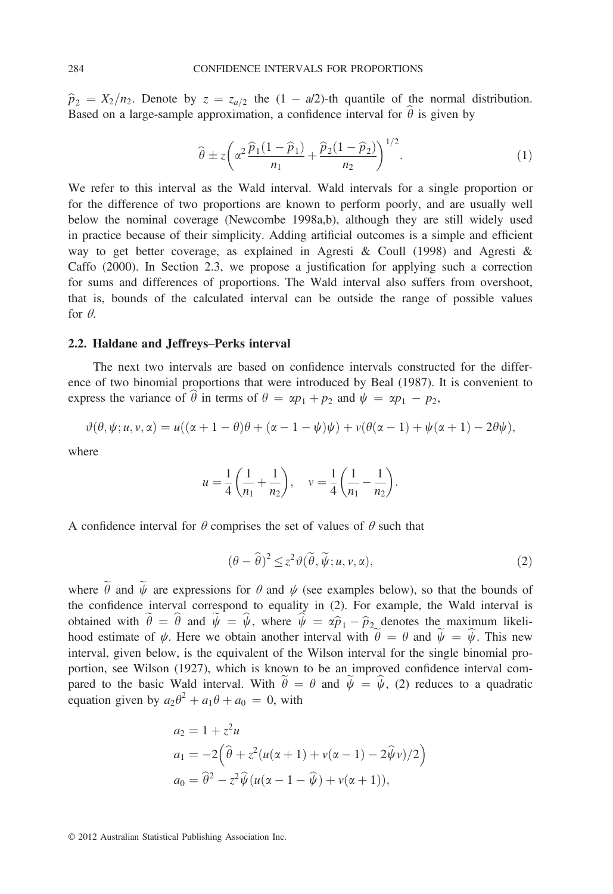$\widehat{p}_2 = X_2/n_2$. Denote by $z = z_{a/2}$ the $(1 - a/2)$-th quantile of the normal distribution. Based on a large-sample approximation, a confidence interval for $\widehat{\theta}$ is given by

$$\widehat{\theta} \pm z\left(\alpha^2 \frac{\widehat{p}_1(1-\widehat{p}_1)}{n_1} + \frac{\widehat{p}_2(1-\widehat{p}_2)}{n_2}\right)^{1/2}. \tag{1}$$

We refer to this interval as the Wald interval. Wald intervals for a single proportion or for the difference of two proportions are known to perform poorly, and are usually well below the nominal coverage (Newcombe 1998a,b), although they are still widely used in practice because of their simplicity. Adding artificial outcomes is a simple and efficient way to get better coverage, as explained in Agresti & Coull (1998) and Agresti & Caffo (2000). In Section 2.3, we propose a justification for applying such a correction for sums and differences of proportions. The Wald interval also suffers from overshoot, that is, bounds of the calculated interval can be outside the range of possible values for $\theta$.

### 2.2. Haldane and Jeffreys–Perks interval

The next two intervals are based on confidence intervals constructed for the difference of two binomial proportions that were introduced by Beal (1987). It is convenient to express the variance of $\widehat{\theta}$ in terms of $\theta = \alpha p_1 + p_2$ and $\psi = \alpha p_1 - p_2$,

$$\vartheta(\theta, \psi; u, v, \alpha) = u((\alpha + 1 - \theta)\theta + (\alpha - 1 - \psi)\psi) + v(\theta(\alpha - 1) + \psi(\alpha + 1) - 2\theta\psi),$$

where

$$u = \frac{1}{4}\left(\frac{1}{n_1} + \frac{1}{n_2}\right), \quad v = \frac{1}{4}\left(\frac{1}{n_1} - \frac{1}{n_2}\right).$$

A confidence interval for $\theta$ comprises the set of values of $\theta$ such that

$$(\theta - \widehat{\theta})^2 \leq z^2 \vartheta(\widetilde{\theta}, \widetilde{\psi}; u, v, \alpha), \tag{2}$$

where $\widetilde{\theta}$ and $\widetilde{\psi}$ are expressions for $\theta$ and $\psi$ (see examples below), so that the bounds of the confidence interval correspond to equality in (2). For example, the Wald interval is obtained with $\widetilde{\theta} = \widehat{\theta}$ and $\widetilde{\psi} = \widehat{\psi}$, where $\widehat{\psi} = \alpha\widehat{p}_1 - \widehat{p}_2$ denotes the maximum likelihood estimate of $\psi$. Here we obtain another interval with $\widetilde{\theta} = \theta$ and $\widetilde{\psi} = \widehat{\psi}$. This new interval, given below, is the equivalent of the Wilson interval for the single binomial proportion, see Wilson (1927), which is known to be an improved confidence interval compared to the basic Wald interval. With $\widetilde{\theta} = \theta$ and $\widetilde{\psi} = \widehat{\psi}$, (2) reduces to a quadratic equation given by $a_2\theta^2 + a_1\theta + a_0 = 0$, with

$$
\begin{aligned}
a_2 &= 1 + z^2 u \\
a_1 &= -2\left(\widehat{\theta} + z^2(u(\alpha + 1) + v(\alpha - 1) - 2\widehat{\psi}v)/2\right) \\
a_0 &= \widehat{\theta}^2 - z^2\widehat{\psi}(u(\alpha - 1 - \widehat{\psi}) + v(\alpha + 1)),
\end{aligned}
$$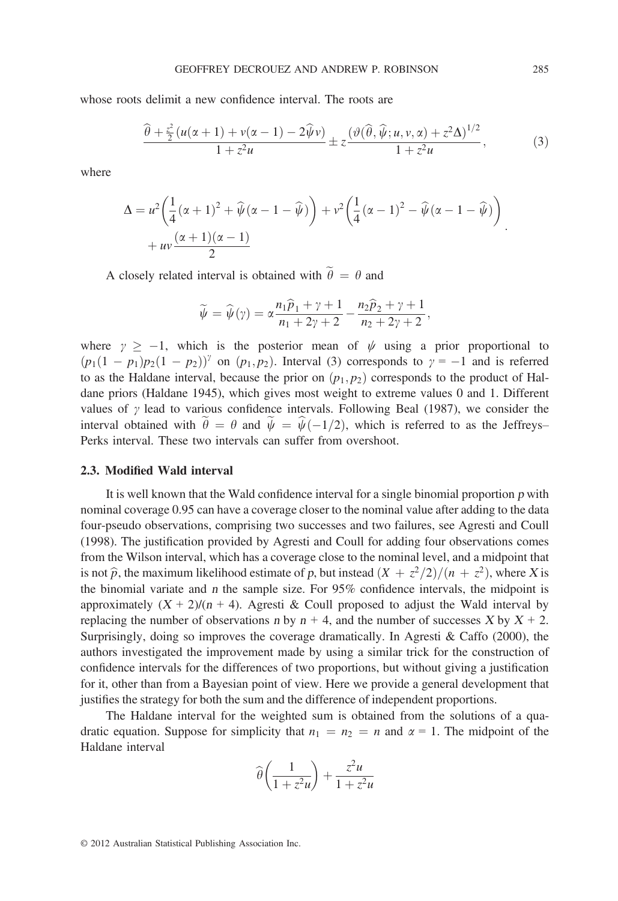whose roots delimit a new confidence interval. The roots are

$$\frac{\widehat{\theta} + \frac{z^2}{2}\left(u(\alpha+1) + v(\alpha-1) - 2\widehat{\psi}v\right)}{1 + z^2 u} \pm z \frac{\left(\vartheta(\widehat{\theta}, \widehat{\psi}; u, v, \alpha) + z^2 \Delta\right)^{1/2}}{1 + z^2 u}, \tag{3}$$

where

$$\Delta = u^2\left(\frac{1}{4}(\alpha+1)^2 + \widehat{\psi}(\alpha - 1 - \widehat{\psi})\right) + v^2\left(\frac{1}{4}(\alpha-1)^2 - \widehat{\psi}(\alpha - 1 - \widehat{\psi})\right) + uv\frac{(\alpha+1)(\alpha-1)}{2}.$$

A closely related interval is obtained with $\widetilde{\theta} = \theta$ and

$$\widetilde{\psi} = \widehat{\psi}(\gamma) = \alpha \frac{n_1 \widehat{p}_1 + \gamma + 1}{n_1 + 2\gamma + 2} - \frac{n_2 \widehat{p}_2 + \gamma + 1}{n_2 + 2\gamma + 2},$$

where $\gamma \geq -1$, which is the posterior mean of $\psi$ using a prior proportional to $(p_1(1-p_1)p_2(1-p_2))^{\gamma}$ on $(p_1, p_2)$. Interval (3) corresponds to $\gamma = -1$ and is referred to as the Haldane interval, because the prior on $(p_1, p_2)$ corresponds to the product of Haldane priors (Haldane 1945), which gives most weight to extreme values 0 and 1. Different values of $\gamma$ lead to various confidence intervals. Following Beal (1987), we consider the interval obtained with $\widetilde{\theta} = \theta$ and $\widetilde{\psi} = \widehat{\psi}(-1/2)$, which is referred to as the Jeffreys–Perks interval. These two intervals can suffer from overshoot.

### 2.3. Modified Wald interval

It is well known that the Wald confidence interval for a single binomial proportion $p$ with nominal coverage 0.95 can have a coverage closer to the nominal value after adding to the data four-pseudo observations, comprising two successes and two failures, see Agresti and Coull (1998). The justification provided by Agresti and Coull for adding four observations comes from the Wilson interval, which has a coverage close to the nominal level, and a midpoint that is not $\widehat{p}$, the maximum likelihood estimate of $p$, but instead $(X + z^2/2)/(n + z^2)$, where $X$ is the binomial variate and $n$ the sample size. For 95% confidence intervals, the midpoint is approximately $(X + 2)/(n + 4)$. Agresti & Coull proposed to adjust the Wald interval by replacing the number of observations $n$ by $n + 4$, and the number of successes $X$ by $X + 2$. Surprisingly, doing so improves the coverage dramatically. In Agresti & Caffo (2000), the authors investigated the improvement made by using a similar trick for the construction of confidence intervals for the differences of two proportions, but without giving a justification for it, other than from a Bayesian point of view. Here we provide a general development that justifies the strategy for both the sum and the difference of independent proportions.

The Haldane interval for the weighted sum is obtained from the solutions of a quadratic equation. Suppose for simplicity that $n_1 = n_2 = n$ and $\alpha = 1$. The midpoint of the Haldane interval

$$\widehat{\theta}\left(\frac{1}{1 + z^2 u}\right) + \frac{z^2 u}{1 + z^2 u}$$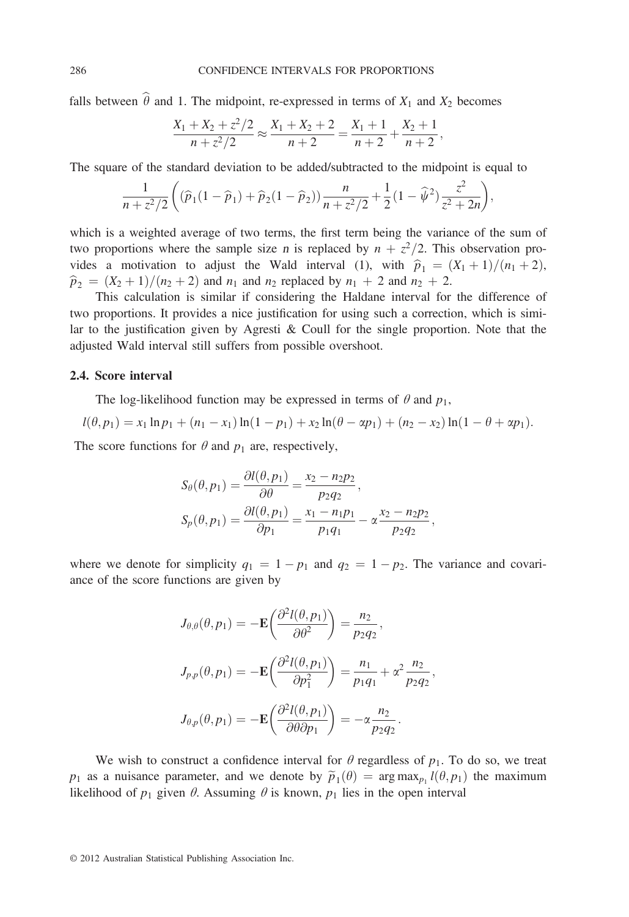falls between $\widehat{\theta}$ and 1. The midpoint, re-expressed in terms of $X_1$ and $X_2$ becomes

$$\frac{X_1 + X_2 + z^2/2}{n + z^2/2} \approx \frac{X_1 + X_2 + 2}{n + 2} = \frac{X_1 + 1}{n + 2} + \frac{X_2 + 1}{n + 2},$$

The square of the standard deviation to be added/subtracted to the midpoint is equal to

$$\frac{1}{n + z^2/2}\left( (\widehat{p}_1(1 - \widehat{p}_1) + \widehat{p}_2(1 - \widehat{p}_2))\frac{n}{n + z^2/2} + \frac{1}{2}(1 - \widehat{\psi}^2)\frac{z^2}{z^2 + 2n} \right),$$

which is a weighted average of two terms, the first term being the variance of the sum of two proportions where the sample size $n$ is replaced by $n + z^2/2$. This observation provides a motivation to adjust the Wald interval (1), with $\widehat{p}_1 = (X_1 + 1)/(n_1 + 2)$, $\widehat{p}_2 = (X_2 + 1)/(n_2 + 2)$ and $n_1$ and $n_2$ replaced by $n_1 + 2$ and $n_2 + 2$.

This calculation is similar if considering the Haldane interval for the difference of two proportions. It provides a nice justification for using such a correction, which is similar to the justification given by Agresti & Coull for the single proportion. Note that the adjusted Wald interval still suffers from possible overshoot.

### 2.4. Score interval

The log-likelihood function may be expressed in terms of $\theta$ and $p_1$,

$$l(\theta, p_1) = x_1 \ln p_1 + (n_1 - x_1)\ln(1 - p_1) + x_2 \ln(\theta - \alpha p_1) + (n_2 - x_2)\ln(1 - \theta + \alpha p_1).$$

The score functions for $\theta$ and $p_1$ are, respectively,

$$S_\theta(\theta, p_1) = \frac{\partial l(\theta, p_1)}{\partial \theta} = \frac{x_2 - n_2 p_2}{p_2 q_2},$$

$$S_p(\theta, p_1) = \frac{\partial l(\theta, p_1)}{\partial p_1} = \frac{x_1 - n_1 p_1}{p_1 q_1} - \alpha \frac{x_2 - n_2 p_2}{p_2 q_2},$$

where we denote for simplicity $q_1 = 1 - p_1$ and $q_2 = 1 - p_2$. The variance and covariance of the score functions are given by

$$J_{\theta,\theta}(\theta, p_1) = -\mathbf{E}\left(\frac{\partial^2 l(\theta, p_1)}{\partial \theta^2}\right) = \frac{n_2}{p_2 q_2},$$

$$J_{p,p}(\theta, p_1) = -\mathbf{E}\left(\frac{\partial^2 l(\theta, p_1)}{\partial p_1^2}\right) = \frac{n_1}{p_1 q_1} + \alpha^2 \frac{n_2}{p_2 q_2},$$

$$J_{\theta,p}(\theta, p_1) = -\mathbf{E}\left(\frac{\partial^2 l(\theta, p_1)}{\partial \theta \partial p_1}\right) = -\alpha \frac{n_2}{p_2 q_2}.$$

We wish to construct a confidence interval for $\theta$ regardless of $p_1$. To do so, we treat $p_1$ as a nuisance parameter, and we denote by $\widetilde{p}_1(\theta) = \arg\max_{p_1} l(\theta, p_1)$ the maximum likelihood of $p_1$ given $\theta$. Assuming $\theta$ is known, $p_1$ lies in the open interval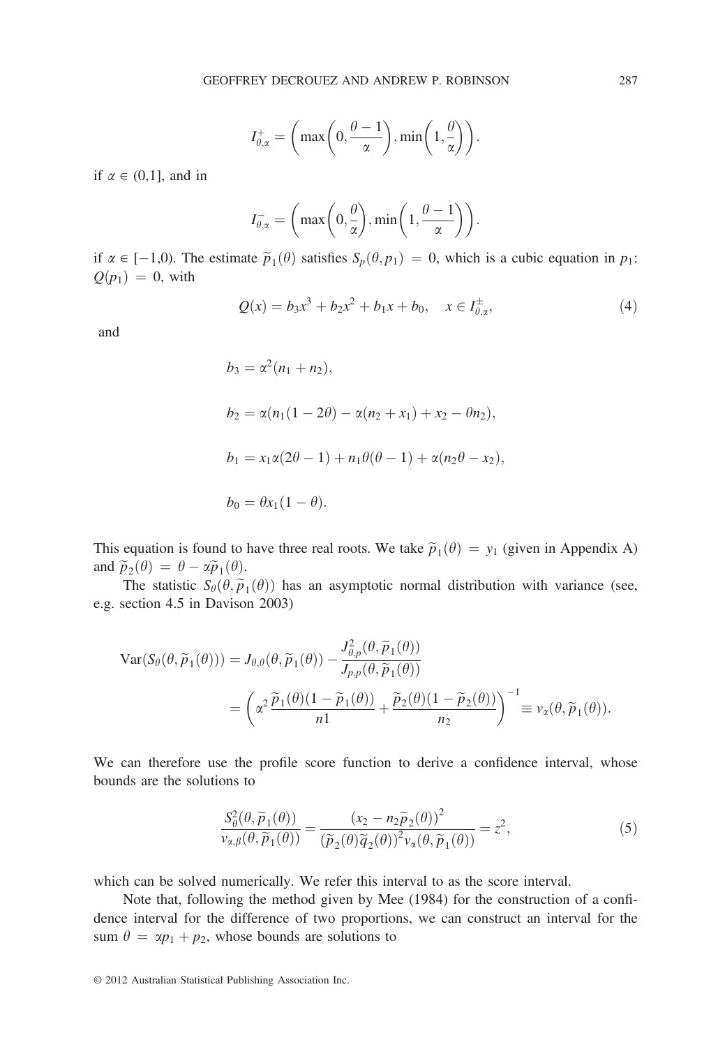$$I^{+}_{\theta,\alpha} = \left( \max\left(0, \frac{\theta - 1}{\alpha}\right), \min\left(1, \frac{\theta}{\alpha}\right) \right).$$

if $\alpha \in (0,1]$, and in

$$I^{-}_{\theta,\alpha} = \left( \max\left(0, \frac{\theta}{\alpha}\right), \min\left(1, \frac{\theta - 1}{\alpha}\right) \right).$$

if $\alpha \in [-1,0)$. The estimate $\widetilde{p}_1(\theta)$ satisfies $S_p(\theta, p_1) = 0$, which is a cubic equation in $p_1$: $Q(p_1) = 0$, with

$$Q(x) = b_3 x^3 + b_2 x^2 + b_1 x + b_0, \quad x \in I^{\pm}_{\theta,\alpha}, \tag{4}$$

and

$$b_3 = \alpha^2(n_1 + n_2),$$

$$b_2 = \alpha(n_1(1 - 2\theta) - \alpha(n_2 + x_1) + x_2 - \theta n_2),$$

$$b_1 = x_1\alpha(2\theta - 1) + n_1\theta(\theta - 1) + \alpha(n_2\theta - x_2),$$

$$b_0 = \theta x_1(1 - \theta).$$

This equation is found to have three real roots. We take $\widetilde{p}_1(\theta) = y_1$ (given in Appendix A) and $\widetilde{p}_2(\theta) = \theta - \alpha\widetilde{p}_1(\theta)$.

The statistic $S_\theta(\theta, \widetilde{p}_1(\theta))$ has an asymptotic normal distribution with variance (see, e.g. section 4.5 in Davison 2003)

$$\begin{aligned}
\mathrm{Var}(S_\theta(\theta, \widetilde{p}_1(\theta))) &= J_{\theta,\theta}(\theta, \widetilde{p}_1(\theta)) - \frac{J^2_{\theta,p}(\theta, \widetilde{p}_1(\theta))}{J_{p,p}(\theta, \widetilde{p}_1(\theta))} \\
&= \left( \alpha^2 \frac{\widetilde{p}_1(\theta)(1 - \widetilde{p}_1(\theta))}{n1} + \frac{\widetilde{p}_2(\theta)(1 - \widetilde{p}_2(\theta))}{n_2} \right)^{-1} \equiv v_\alpha(\theta, \widetilde{p}_1(\theta)).
\end{aligned}$$

We can therefore use the profile score function to derive a confidence interval, whose bounds are the solutions to

$$\frac{S^2_\theta(\theta, \widetilde{p}_1(\theta))}{v_{\alpha,\beta}(\theta, \widetilde{p}_1(\theta))} = \frac{(x_2 - n_2\widetilde{p}_2(\theta))^2}{(\widetilde{p}_2(\theta)\widetilde{q}_2(\theta))^2 v_\alpha(\theta, \widetilde{p}_1(\theta))} = z^2, \tag{5}$$

which can be solved numerically. We refer this interval to as the score interval.

Note that, following the method given by Mee (1984) for the construction of a confidence interval for the difference of two proportions, we can construct an interval for the sum $\theta = \alpha p_1 + p_2$, whose bounds are solutions to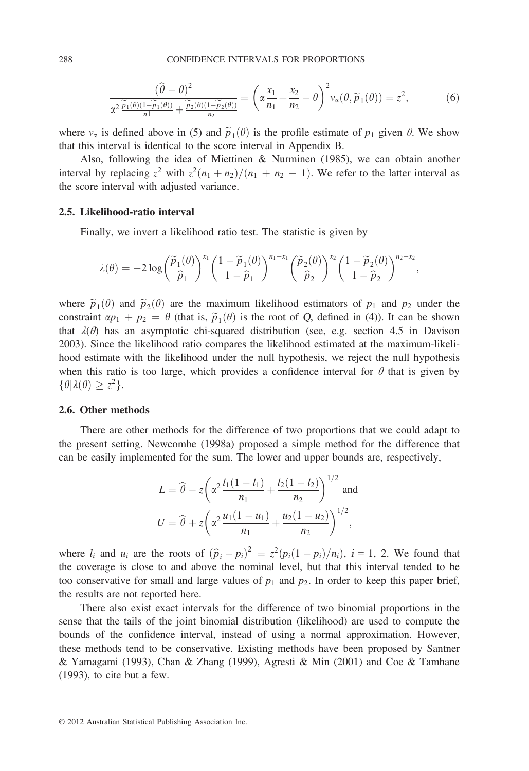$$\frac{(\widehat{\theta}-\theta)^2}{\alpha^2\frac{\widetilde{p}_1(\theta)(1-\widetilde{p}_1(\theta))}{n1}+\frac{\widetilde{p}_2(\theta)(1-\widetilde{p}_2(\theta))}{n_2}}=\left(\alpha\frac{x_1}{n_1}+\frac{x_2}{n_2}-\theta\right)^2 v_\alpha(\theta,\widetilde{p}_1(\theta))=z^2, \tag{6}$$

where $v_\alpha$ is defined above in (5) and $\widetilde{p}_1(\theta)$ is the profile estimate of $p_1$ given $\theta$. We show that this interval is identical to the score interval in Appendix B.

Also, following the idea of Miettinen & Nurminen (1985), we can obtain another interval by replacing $z^2$ with $z^2(n_1+n_2)/(n_1+n_2-1)$. We refer to the latter interval as the score interval with adjusted variance.

### 2.5. Likelihood-ratio interval

Finally, we invert a likelihood ratio test. The statistic is given by

$$\lambda(\theta)=-2\log\left(\frac{\widetilde{p}_1(\theta)}{\widehat{p}_1}\right)^{x_1}\left(\frac{1-\widetilde{p}_1(\theta)}{1-\widehat{p}_1}\right)^{n_1-x_1}\left(\frac{\widetilde{p}_2(\theta)}{\widehat{p}_2}\right)^{x_2}\left(\frac{1-\widetilde{p}_2(\theta)}{1-\widehat{p}_2}\right)^{n_2-x_2},$$

where $\widetilde{p}_1(\theta)$ and $\widetilde{p}_2(\theta)$ are the maximum likelihood estimators of $p_1$ and $p_2$ under the constraint $\alpha p_1+p_2=\theta$ (that is, $\widetilde{p}_1(\theta)$ is the root of $Q$, defined in (4)). It can be shown that $\lambda(\theta)$ has an asymptotic chi-squared distribution (see, e.g. section 4.5 in Davison 2003). Since the likelihood ratio compares the likelihood estimated at the maximum-likelihood estimate with the likelihood under the null hypothesis, we reject the null hypothesis when this ratio is too large, which provides a confidence interval for $\theta$ that is given by $\{\theta|\lambda(\theta)\geq z^2\}$.

### 2.6. Other methods

There are other methods for the difference of two proportions that we could adapt to the present setting. Newcombe (1998a) proposed a simple method for the difference that can be easily implemented for the sum. The lower and upper bounds are, respectively,

$$L=\widehat{\theta}-z\left(\alpha^2\frac{l_1(1-l_1)}{n_1}+\frac{l_2(1-l_2)}{n_2}\right)^{1/2}\text{ and}$$

$$U=\widehat{\theta}+z\left(\alpha^2\frac{u_1(1-u_1)}{n_1}+\frac{u_2(1-u_2)}{n_2}\right)^{1/2},$$

where $l_i$ and $u_i$ are the roots of $(\widehat{p}_i-p_i)^2=z^2(p_i(1-p_i)/n_i)$, $i$ = 1, 2. We found that the coverage is close to and above the nominal level, but that this interval tended to be too conservative for small and large values of $p_1$ and $p_2$. In order to keep this paper brief, the results are not reported here.

There also exist exact intervals for the difference of two binomial proportions in the sense that the tails of the joint binomial distribution (likelihood) are used to compute the bounds of the confidence interval, instead of using a normal approximation. However, these methods tend to be conservative. Existing methods have been proposed by Santner & Yamagami (1993), Chan & Zhang (1999), Agresti & Min (2001) and Coe & Tamhane (1993), to cite but a few.

© 2012 Australian Statistical Publishing Association Inc.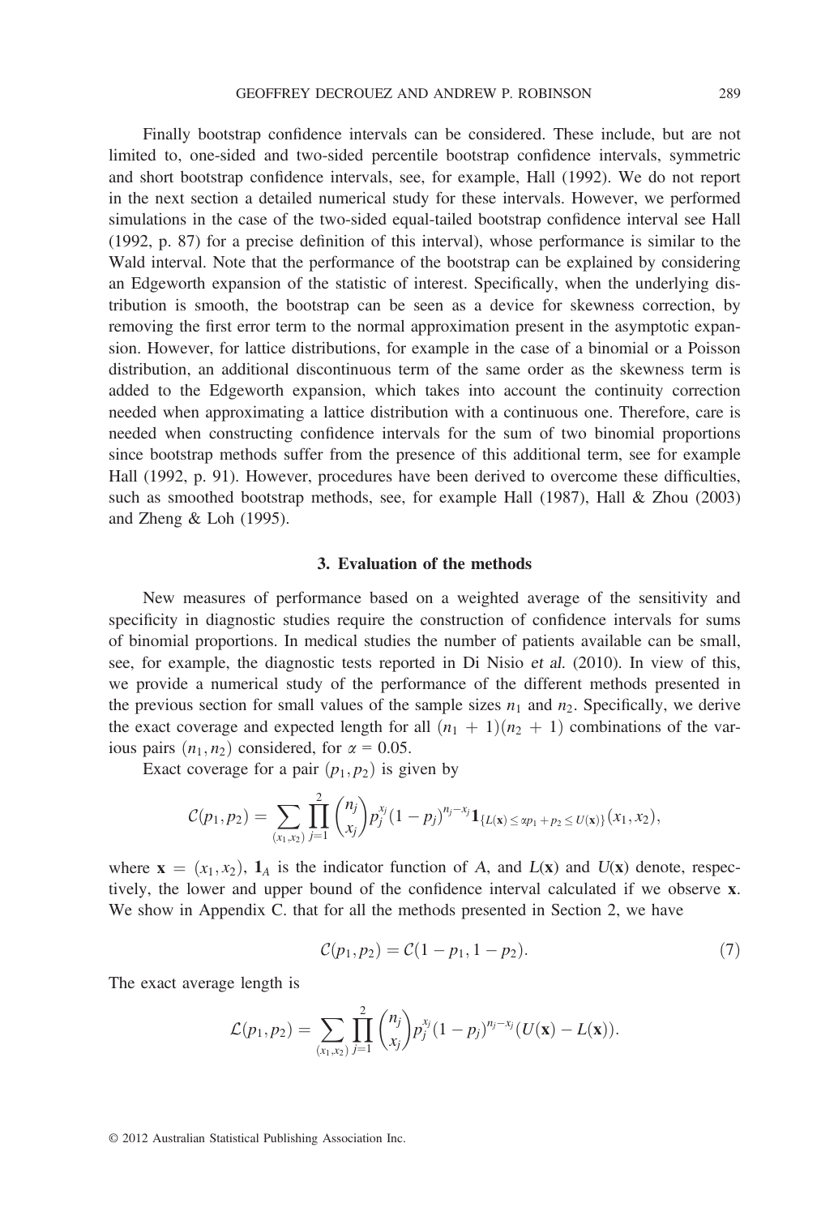Finally bootstrap confidence intervals can be considered. These include, but are not limited to, one-sided and two-sided percentile bootstrap confidence intervals, symmetric and short bootstrap confidence intervals, see, for example, Hall (1992). We do not report in the next section a detailed numerical study for these intervals. However, we performed simulations in the case of the two-sided equal-tailed bootstrap confidence interval see Hall (1992, p. 87) for a precise definition of this interval), whose performance is similar to the Wald interval. Note that the performance of the bootstrap can be explained by considering an Edgeworth expansion of the statistic of interest. Specifically, when the underlying distribution is smooth, the bootstrap can be seen as a device for skewness correction, by removing the first error term to the normal approximation present in the asymptotic expansion. However, for lattice distributions, for example in the case of a binomial or a Poisson distribution, an additional discontinuous term of the same order as the skewness term is added to the Edgeworth expansion, which takes into account the continuity correction needed when approximating a lattice distribution with a continuous one. Therefore, care is needed when constructing confidence intervals for the sum of two binomial proportions since bootstrap methods suffer from the presence of this additional term, see for example Hall (1992, p. 91). However, procedures have been derived to overcome these difficulties, such as smoothed bootstrap methods, see, for example Hall (1987), Hall & Zhou (2003) and Zheng & Loh (1995).

## 3. Evaluation of the methods

New measures of performance based on a weighted average of the sensitivity and specificity in diagnostic studies require the construction of confidence intervals for sums of binomial proportions. In medical studies the number of patients available can be small, see, for example, the diagnostic tests reported in Di Nisio *et al.* (2010). In view of this, we provide a numerical study of the performance of the different methods presented in the previous section for small values of the sample sizes $n_1$ and $n_2$. Specifically, we derive the exact coverage and expected length for all $(n_1 + 1)(n_2 + 1)$ combinations of the various pairs $(n_1, n_2)$ considered, for $\alpha = 0.05$.

Exact coverage for a pair $(p_1, p_2)$ is given by

$$\mathcal{C}(p_1, p_2) = \sum_{(x_1, x_2)} \prod_{j=1}^{2} \binom{n_j}{x_j} p_j^{x_j} (1 - p_j)^{n_j - x_j} \mathbf{1}_{\{L(\mathbf{x}) \le \alpha p_1 + p_2 \le U(\mathbf{x})\}}(x_1, x_2),$$

where $\mathbf{x} = (x_1, x_2)$, $\mathbf{1}_A$ is the indicator function of $A$, and $L(\mathbf{x})$ and $U(\mathbf{x})$ denote, respectively, the lower and upper bound of the confidence interval calculated if we observe $\mathbf{x}$. We show in Appendix C. that for all the methods presented in Section 2, we have

$$\mathcal{C}(p_1, p_2) = \mathcal{C}(1 - p_1, 1 - p_2). \tag{7}$$

The exact average length is

$$\mathcal{L}(p_1, p_2) = \sum_{(x_1, x_2)} \prod_{j=1}^{2} \binom{n_j}{x_j} p_j^{x_j} (1 - p_j)^{n_j - x_j} (U(\mathbf{x}) - L(\mathbf{x})).$$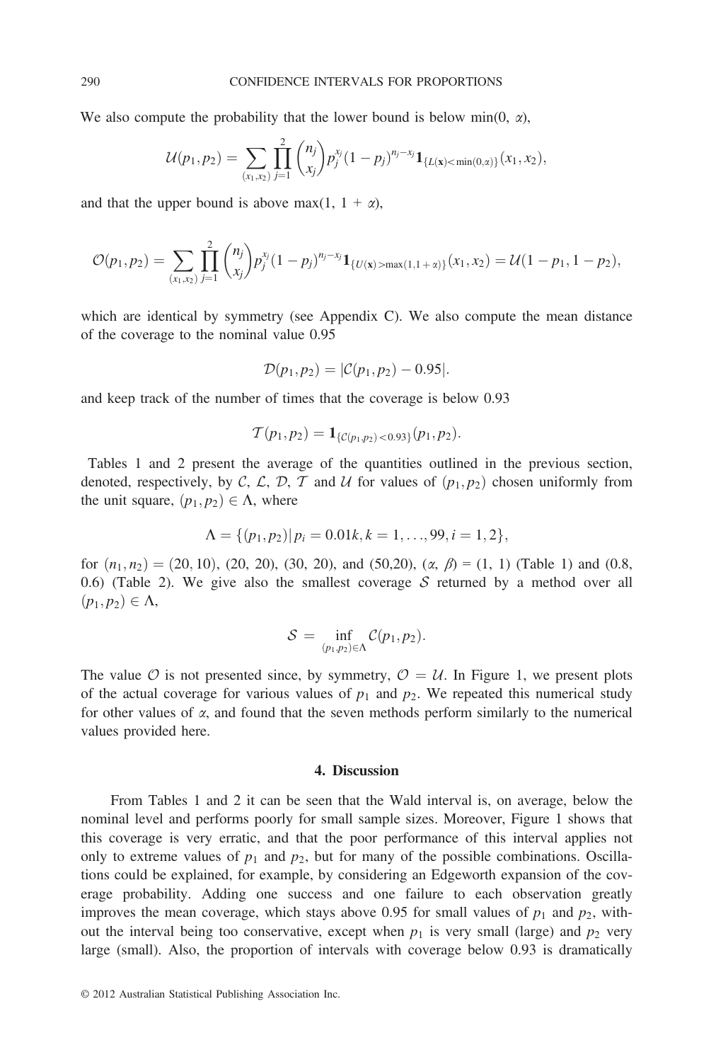We also compute the probability that the lower bound is below min(0, $\alpha$),

$$\mathcal{U}(p_1, p_2) = \sum_{(x_1,x_2)} \prod_{j=1}^{2} \binom{n_j}{x_j} p_j^{x_j}(1-p_j)^{n_j-x_j} \mathbf{1}_{\{L(\mathbf{x})<\min(0,\alpha)\}}(x_1, x_2),$$

and that the upper bound is above max(1, 1 + $\alpha$),

$$\mathcal{O}(p_1, p_2) = \sum_{(x_1,x_2)} \prod_{j=1}^{2} \binom{n_j}{x_j} p_j^{x_j}(1-p_j)^{n_j-x_j} \mathbf{1}_{\{U(\mathbf{x})>\max(1,1+\alpha)\}}(x_1, x_2) = \mathcal{U}(1-p_1, 1-p_2),$$

which are identical by symmetry (see Appendix C). We also compute the mean distance of the coverage to the nominal value 0.95

$$\mathcal{D}(p_1, p_2) = |\mathcal{C}(p_1, p_2) - 0.95|.$$

and keep track of the number of times that the coverage is below 0.93

$$\mathcal{T}(p_1, p_2) = \mathbf{1}_{\{\mathcal{C}(p_1,p_2)<0.93\}}(p_1, p_2).$$

Tables 1 and 2 present the average of the quantities outlined in the previous section, denoted, respectively, by $\mathcal{C}$, $\mathcal{L}$, $\mathcal{D}$, $\mathcal{T}$ and $\mathcal{U}$ for values of $(p_1, p_2)$ chosen uniformly from the unit square, $(p_1, p_2) \in \Lambda$, where

$$\Lambda = \{(p_1, p_2) | \, p_i = 0.01k, k = 1, \ldots, 99, i = 1, 2\},$$

for $(n_1, n_2) = (20, 10)$, $(20, 20)$, $(30, 20)$, and $(50,20)$, $(\alpha, \beta) = (1, 1)$ (Table 1) and $(0.8, 0.6)$ (Table 2). We give also the smallest coverage $\mathcal{S}$ returned by a method over all $(p_1, p_2) \in \Lambda$,

$$\mathcal{S} = \inf_{(p_1,p_2)\in\Lambda} \mathcal{C}(p_1, p_2).$$

The value $\mathcal{O}$ is not presented since, by symmetry, $\mathcal{O} = \mathcal{U}$. In Figure 1, we present plots of the actual coverage for various values of $p_1$ and $p_2$. We repeated this numerical study for other values of $\alpha$, and found that the seven methods perform similarly to the numerical values provided here.

## 4. Discussion

From Tables 1 and 2 it can be seen that the Wald interval is, on average, below the nominal level and performs poorly for small sample sizes. Moreover, Figure 1 shows that this coverage is very erratic, and that the poor performance of this interval applies not only to extreme values of $p_1$ and $p_2$, but for many of the possible combinations. Oscillations could be explained, for example, by considering an Edgeworth expansion of the coverage probability. Adding one success and one failure to each observation greatly improves the mean coverage, which stays above 0.95 for small values of $p_1$ and $p_2$, without the interval being too conservative, except when $p_1$ is very small (large) and $p_2$ very large (small). Also, the proportion of intervals with coverage below 0.93 is dramatically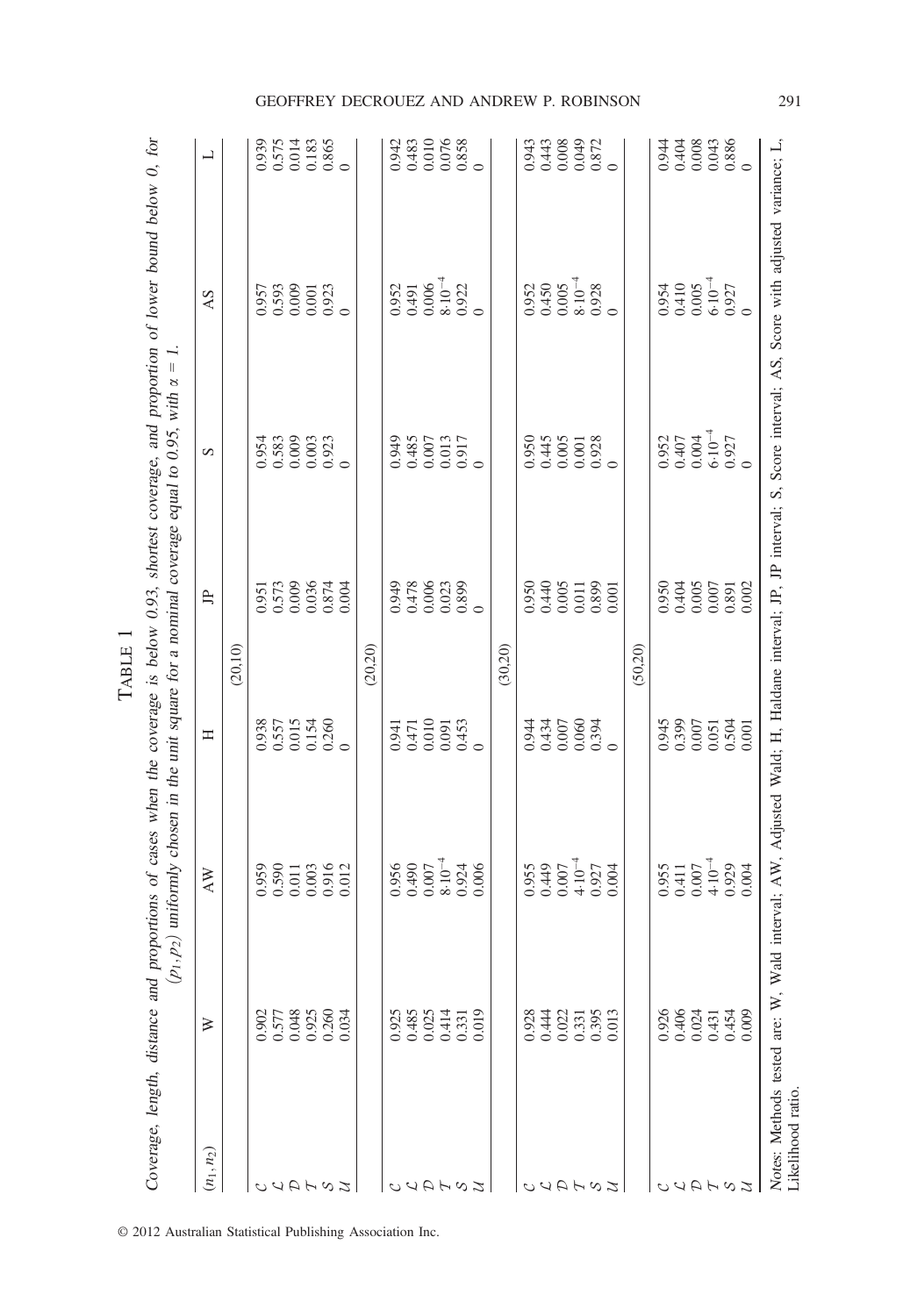TABLE 1

*Coverage, length, distance and proportions of cases when the coverage is below 0.93, shortest coverage, and proportion of lower bound below 0, for $(p_1, p_2)$ uniformly chosen in the unit square for a nominal coverage equal to 0.95, with $\alpha = 1$.*

| $(n_1, n_2)$ | W | AW | H | JP | S | AS | L |
|---|---|---|---|---|---|---|---|
| | | | (20,10) | | | | |
| $\mathcal{C}$ | 0.902 | 0.959 | 0.938 | 0.951 | 0.954 | 0.957 | 0.939 |
| $\mathcal{L}$ | 0.577 | 0.590 | 0.557 | 0.573 | 0.583 | 0.593 | 0.575 |
| $\mathcal{D}$ | 0.048 | 0.011 | 0.015 | 0.009 | 0.009 | 0.009 | 0.014 |
| $\mathcal{T}$ | 0.925 | 0.003 | 0.154 | 0.036 | 0.003 | 0.001 | 0.183 |
| $\mathcal{S}$ | 0.260 | 0.916 | 0.260 | 0.874 | 0.923 | 0.923 | 0.865 |
| $\mathcal{U}$ | 0.034 | 0.012 | 0 | 0.004 | 0 | 0 | 0 |
| | | | (20,20) | | | | |
| $\mathcal{C}$ | 0.925 | 0.956 | 0.941 | 0.949 | 0.949 | 0.952 | 0.942 |
| $\mathcal{L}$ | 0.485 | 0.490 | 0.471 | 0.478 | 0.485 | 0.491 | 0.483 |
| $\mathcal{D}$ | 0.025 | 0.007 | 0.010 | 0.006 | 0.007 | 0.006 | 0.010 |
| $\mathcal{T}$ | 0.414 | $8\cdot10^{-4}$ | 0.091 | 0.023 | 0.013 | $8\cdot10^{-4}$ | 0.076 |
| $\mathcal{S}$ | 0.331 | 0.924 | 0.453 | 0.899 | 0.917 | 0.922 | 0.858 |
| $\mathcal{U}$ | 0.019 | 0.006 | 0 | 0 | 0 | 0 | 0 |
| | | | (30,20) | | | | |
| $\mathcal{C}$ | 0.928 | 0.955 | 0.944 | 0.950 | 0.950 | 0.952 | 0.943 |
| $\mathcal{L}$ | 0.444 | 0.449 | 0.434 | 0.440 | 0.445 | 0.450 | 0.443 |
| $\mathcal{D}$ | 0.022 | 0.007 | 0.007 | 0.005 | 0.005 | 0.005 | 0.008 |
| $\mathcal{T}$ | 0.331 | $4\cdot10^{-4}$ | 0.060 | 0.011 | 0.001 | $8\cdot10^{-4}$ | 0.049 |
| $\mathcal{S}$ | 0.395 | 0.927 | 0.394 | 0.899 | 0.928 | 0.928 | 0.872 |
| $\mathcal{U}$ | 0.013 | 0.004 | 0 | 0.001 | 0 | 0 | 0 |
| | | | (50,20) | | | | |
| $\mathcal{C}$ | 0.926 | 0.955 | 0.945 | 0.950 | 0.952 | 0.954 | 0.944 |
| $\mathcal{L}$ | 0.406 | 0.411 | 0.399 | 0.404 | 0.407 | 0.410 | 0.404 |
| $\mathcal{D}$ | 0.024 | 0.007 | 0.007 | 0.005 | 0.004 | 0.005 | 0.008 |
| $\mathcal{T}$ | 0.431 | $4\cdot10^{-4}$ | 0.051 | 0.007 | $6\cdot10^{-4}$ | $6\cdot10^{-4}$ | 0.043 |
| $\mathcal{S}$ | 0.454 | 0.929 | 0.504 | 0.891 | 0.927 | 0.927 | 0.886 |
| $\mathcal{U}$ | 0.009 | 0.004 | 0.001 | 0.002 | 0 | 0 | 0 |

*Notes*: Methods tested are: W, Wald interval; AW, Adjusted Wald; H, Haldane interval; JP, JP interval; S, Score interval; AS, Score with adjusted variance; L, Likelihood ratio.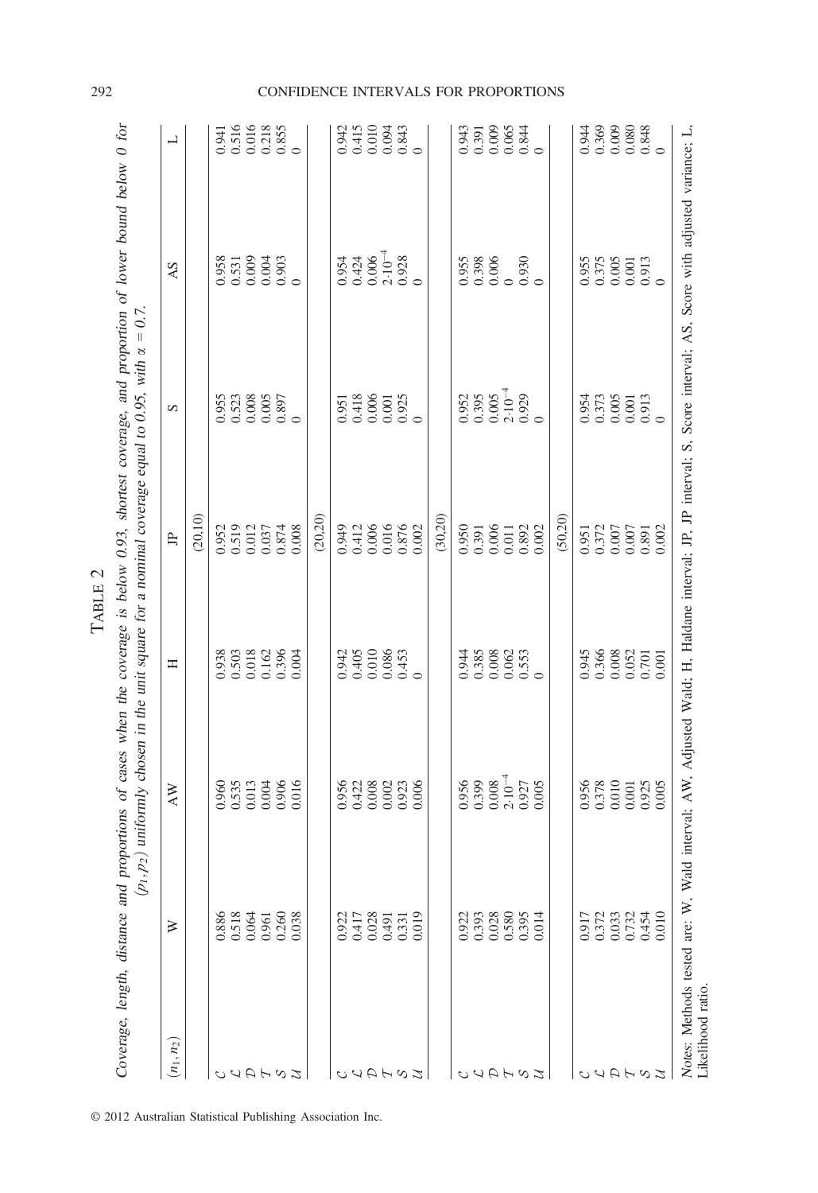TABLE 2

*Coverage, length, distance and proportions of cases when the coverage is below 0.93, shortest coverage, and proportion of lower bound below 0 for $(p_1, p_2)$ uniformly chosen in the unit square for a nominal coverage equal to 0.95, with $\alpha = 0.7$.*

| $(n_1, n_2)$ | W | AW | H | JP | S | AS | L |
|---|---|---|---|---|---|---|---|
| | | | | (20,10) | | | |
| $\mathcal{C}$ | 0.886 | 0.960 | 0.938 | 0.952 | 0.955 | 0.958 | 0.941 |
| $\mathcal{L}$ | 0.518 | 0.535 | 0.503 | 0.519 | 0.523 | 0.531 | 0.516 |
| $\mathcal{D}$ | 0.064 | 0.013 | 0.018 | 0.012 | 0.008 | 0.009 | 0.016 |
| $\mathcal{T}$ | 0.961 | 0.004 | 0.162 | 0.037 | 0.005 | 0.004 | 0.218 |
| $\mathcal{S}$ | 0.260 | 0.906 | 0.396 | 0.874 | 0.897 | 0.903 | 0.855 |
| $\mathcal{U}$ | 0.038 | 0.016 | 0.004 | 0.008 | 0 | 0 | 0 |
| | | | | (20,20) | | | |
| $\mathcal{C}$ | 0.922 | 0.956 | 0.942 | 0.949 | 0.951 | 0.954 | 0.942 |
| $\mathcal{L}$ | 0.417 | 0.422 | 0.405 | 0.412 | 0.418 | 0.424 | 0.415 |
| $\mathcal{D}$ | 0.028 | 0.008 | 0.010 | 0.006 | 0.006 | 0.006 | 0.010 |
| $\mathcal{T}$ | 0.491 | 0.002 | 0.086 | 0.016 | 0.001 | $2{\cdot}10^{-4}$ | 0.094 |
| $\mathcal{S}$ | 0.331 | 0.923 | 0.453 | 0.876 | 0.925 | 0.928 | 0.843 |
| $\mathcal{U}$ | 0.019 | 0.006 | 0 | 0.002 | 0 | 0 | 0 |
| | | | | (30,20) | | | |
| $\mathcal{C}$ | 0.922 | 0.956 | 0.944 | 0.950 | 0.952 | 0.955 | 0.943 |
| $\mathcal{L}$ | 0.393 | 0.399 | 0.385 | 0.391 | 0.395 | 0.398 | 0.391 |
| $\mathcal{D}$ | 0.028 | 0.008 | 0.008 | 0.006 | 0.005 | 0.006 | 0.009 |
| $\mathcal{T}$ | 0.580 | $2{\cdot}10^{-4}$ | 0.062 | 0.011 | $2{\cdot}10^{-4}$ | 0 | 0.065 |
| $\mathcal{S}$ | 0.395 | 0.927 | 0.553 | 0.892 | 0.929 | 0.930 | 0.844 |
| $\mathcal{U}$ | 0.014 | 0.005 | 0 | 0.002 | 0 | 0 | 0 |
| | | | | (50,20) | | | |
| $\mathcal{C}$ | 0.917 | 0.956 | 0.945 | 0.951 | 0.954 | 0.955 | 0.944 |
| $\mathcal{L}$ | 0.372 | 0.378 | 0.366 | 0.372 | 0.373 | 0.375 | 0.369 |
| $\mathcal{D}$ | 0.033 | 0.010 | 0.008 | 0.007 | 0.005 | 0.005 | 0.009 |
| $\mathcal{T}$ | 0.732 | 0.001 | 0.052 | 0.007 | 0.001 | 0.001 | 0.080 |
| $\mathcal{S}$ | 0.454 | 0.925 | 0.701 | 0.891 | 0.913 | 0.913 | 0.848 |
| $\mathcal{U}$ | 0.010 | 0.005 | 0.001 | 0.002 | 0 | 0 | 0 |

*Notes*: Methods tested are: W, Wald interval; AW, Adjusted Wald; H, Haldane interval; JP, JP interval; S, Score interval; AS, Score with adjusted variance; L, Likelihood ratio.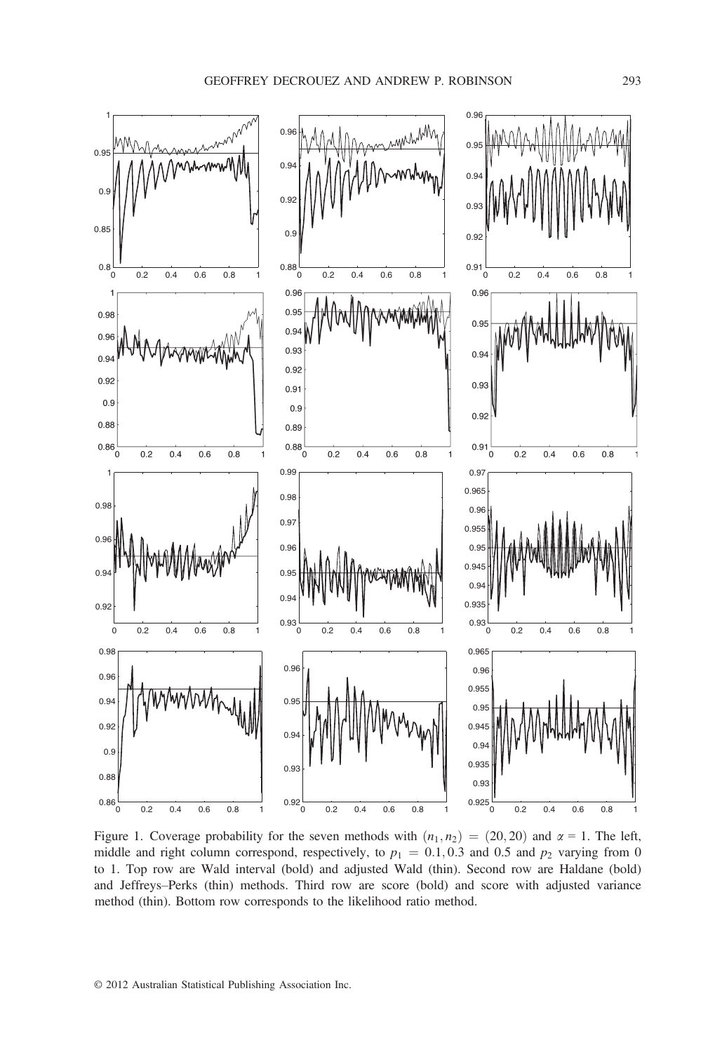Figure 1. Coverage probability for the seven methods with $(n_1, n_2) = (20, 20)$ and $\alpha = 1$. The left, middle and right column correspond, respectively, to $p_1 = 0.1, 0.3$ and $0.5$ and $p_2$ varying from 0 to 1. Top row are Wald interval (bold) and adjusted Wald (thin). Second row are Haldane (bold) and Jeffreys–Perks (thin) methods. Third row are score (bold) and score with adjusted variance method (thin). Bottom row corresponds to the likelihood ratio method.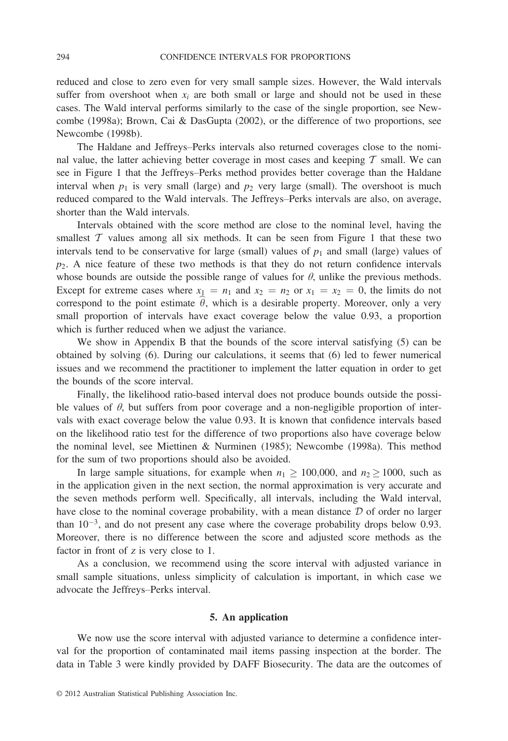reduced and close to zero even for very small sample sizes. However, the Wald intervals suffer from overshoot when $x_i$ are both small or large and should not be used in these cases. The Wald interval performs similarly to the case of the single proportion, see Newcombe (1998a); Brown, Cai & DasGupta (2002), or the difference of two proportions, see Newcombe (1998b).

The Haldane and Jeffreys–Perks intervals also returned coverages close to the nominal value, the latter achieving better coverage in most cases and keeping $\mathcal{T}$ small. We can see in Figure 1 that the Jeffreys–Perks method provides better coverage than the Haldane interval when $p_1$ is very small (large) and $p_2$ very large (small). The overshoot is much reduced compared to the Wald intervals. The Jeffreys–Perks intervals are also, on average, shorter than the Wald intervals.

Intervals obtained with the score method are close to the nominal level, having the smallest $\mathcal{T}$ values among all six methods. It can be seen from Figure 1 that these two intervals tend to be conservative for large (small) values of $p_1$ and small (large) values of $p_2$. A nice feature of these two methods is that they do not return confidence intervals whose bounds are outside the possible range of values for $\theta$, unlike the previous methods. Except for extreme cases where $x_1 = n_1$ and $x_2 = n_2$ or $x_1 = x_2 = 0$, the limits do not correspond to the point estimate $\widehat{\theta}$, which is a desirable property. Moreover, only a very small proportion of intervals have exact coverage below the value 0.93, a proportion which is further reduced when we adjust the variance.

We show in Appendix B that the bounds of the score interval satisfying (5) can be obtained by solving (6). During our calculations, it seems that (6) led to fewer numerical issues and we recommend the practitioner to implement the latter equation in order to get the bounds of the score interval.

Finally, the likelihood ratio-based interval does not produce bounds outside the possible values of $\theta$, but suffers from poor coverage and a non-negligible proportion of intervals with exact coverage below the value 0.93. It is known that confidence intervals based on the likelihood ratio test for the difference of two proportions also have coverage below the nominal level, see Miettinen & Nurminen (1985); Newcombe (1998a). This method for the sum of two proportions should also be avoided.

In large sample situations, for example when $n_1 \geq 100{,}000$, and $n_2 \geq 1000$, such as in the application given in the next section, the normal approximation is very accurate and the seven methods perform well. Specifically, all intervals, including the Wald interval, have close to the nominal coverage probability, with a mean distance $\mathcal{D}$ of order no larger than $10^{-3}$, and do not present any case where the coverage probability drops below 0.93. Moreover, there is no difference between the score and adjusted score methods as the factor in front of $z$ is very close to 1.

As a conclusion, we recommend using the score interval with adjusted variance in small sample situations, unless simplicity of calculation is important, in which case we advocate the Jeffreys–Perks interval.

## 5. An application

We now use the score interval with adjusted variance to determine a confidence interval for the proportion of contaminated mail items passing inspection at the border. The data in Table 3 were kindly provided by DAFF Biosecurity. The data are the outcomes of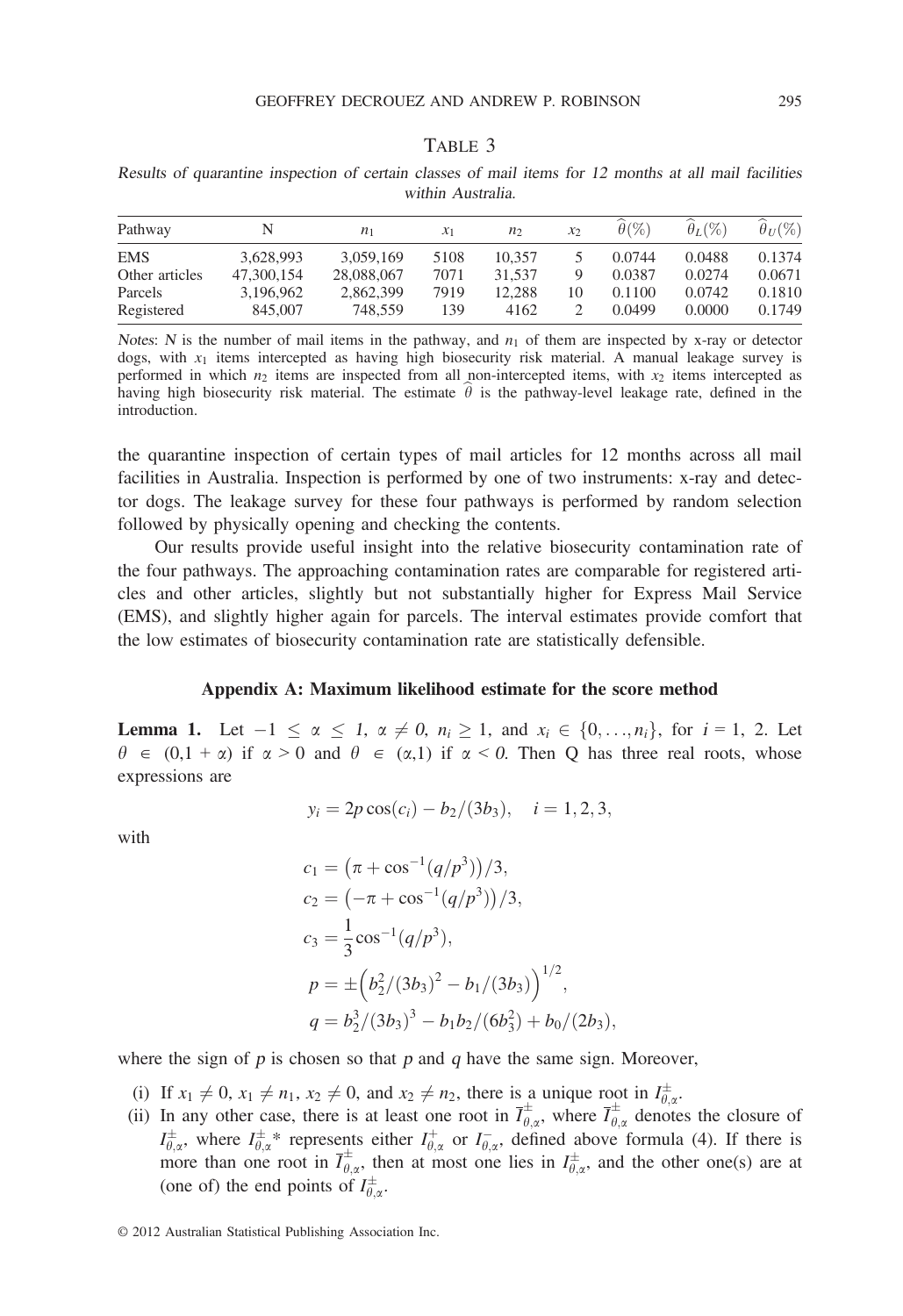TABLE 3

*Results of quarantine inspection of certain classes of mail items for 12 months at all mail facilities within Australia.*

| Pathway | N | $n_1$ | $x_1$ | $n_2$ | $x_2$ | $\widehat{\theta}(\%)$ | $\widehat{\theta}_L(\%)$ | $\widehat{\theta}_U(\%)$ |
|---|---|---|---|---|---|---|---|---|
| EMS | 3,628,993 | 3,059,169 | 5108 | 10,357 | 5 | 0.0744 | 0.0488 | 0.1374 |
| Other articles | 47,300,154 | 28,088,067 | 7071 | 31,537 | 9 | 0.0387 | 0.0274 | 0.0671 |
| Parcels | 3,196,962 | 2,862,399 | 7919 | 12,288 | 10 | 0.1100 | 0.0742 | 0.1810 |
| Registered | 845,007 | 748,559 | 139 | 4162 | 2 | 0.0499 | 0.0000 | 0.1749 |

*Notes*: $N$ is the number of mail items in the pathway, and $n_1$ of them are inspected by x-ray or detector dogs, with $x_1$ items intercepted as having high biosecurity risk material. A manual leakage survey is performed in which $n_2$ items are inspected from all non-intercepted items, with $x_2$ items intercepted as having high biosecurity risk material. The estimate $\widehat{\theta}$ is the pathway-level leakage rate, defined in the introduction.

the quarantine inspection of certain types of mail articles for 12 months across all mail facilities in Australia. Inspection is performed by one of two instruments: x-ray and detector dogs. The leakage survey for these four pathways is performed by random selection followed by physically opening and checking the contents.

Our results provide useful insight into the relative biosecurity contamination rate of the four pathways. The approaching contamination rates are comparable for registered articles and other articles, slightly but not substantially higher for Express Mail Service (EMS), and slightly higher again for parcels. The interval estimates provide comfort that the low estimates of biosecurity contamination rate are statistically defensible.

## Appendix A: Maximum likelihood estimate for the score method

**Lemma 1.** *Let $-1 \leq \alpha \leq 1$, $\alpha \neq 0$, $n_i \geq 1$, and $x_i \in \{0, \ldots, n_i\}$, for $i = 1, 2$. Let $\theta \in (0, 1 + \alpha)$ if $\alpha > 0$ and $\theta \in (\alpha, 1)$ if $\alpha < 0$. Then Q has three real roots, whose expressions are*

$$y_i = 2p\cos(c_i) - b_2/(3b_3), \quad i = 1, 2, 3,$$

with

$$\begin{aligned}
c_1 &= \left(\pi + \cos^{-1}(q/p^3)\right)/3, \\
c_2 &= \left(-\pi + \cos^{-1}(q/p^3)\right)/3, \\
c_3 &= \frac{1}{3}\cos^{-1}(q/p^3), \\
p &= \pm\left(b_2^2/(3b_3)^2 - b_1/(3b_3)\right)^{1/2}, \\
q &= b_2^3/(3b_3)^3 - b_1 b_2/(6b_3^2) + b_0/(2b_3),
\end{aligned}$$

where the sign of $p$ is chosen so that $p$ and $q$ have the same sign. Moreover,

(i) If $x_1 \neq 0$, $x_1 \neq n_1$, $x_2 \neq 0$, and $x_2 \neq n_2$, there is a unique root in $I^{\pm}_{\theta,\alpha}$.

(ii) In any other case, there is at least one root in $\overline{I}^{\pm}_{\theta,\alpha}$, where $\overline{I}^{\pm}_{\theta,\alpha}$ denotes the closure of $I^{\pm}_{\theta,\alpha}$, where $I^{\pm}_{\theta,\alpha}$* represents either $I^{+}_{\theta,\alpha}$ or $I^{-}_{\theta,\alpha}$, defined above formula (4). If there is more than one root in $\overline{I}^{\pm}_{\theta,\alpha}$, then at most one lies in $I^{\pm}_{\theta,\alpha}$, and the other one(s) are at (one of) the end points of $I^{\pm}_{\theta,\alpha}$.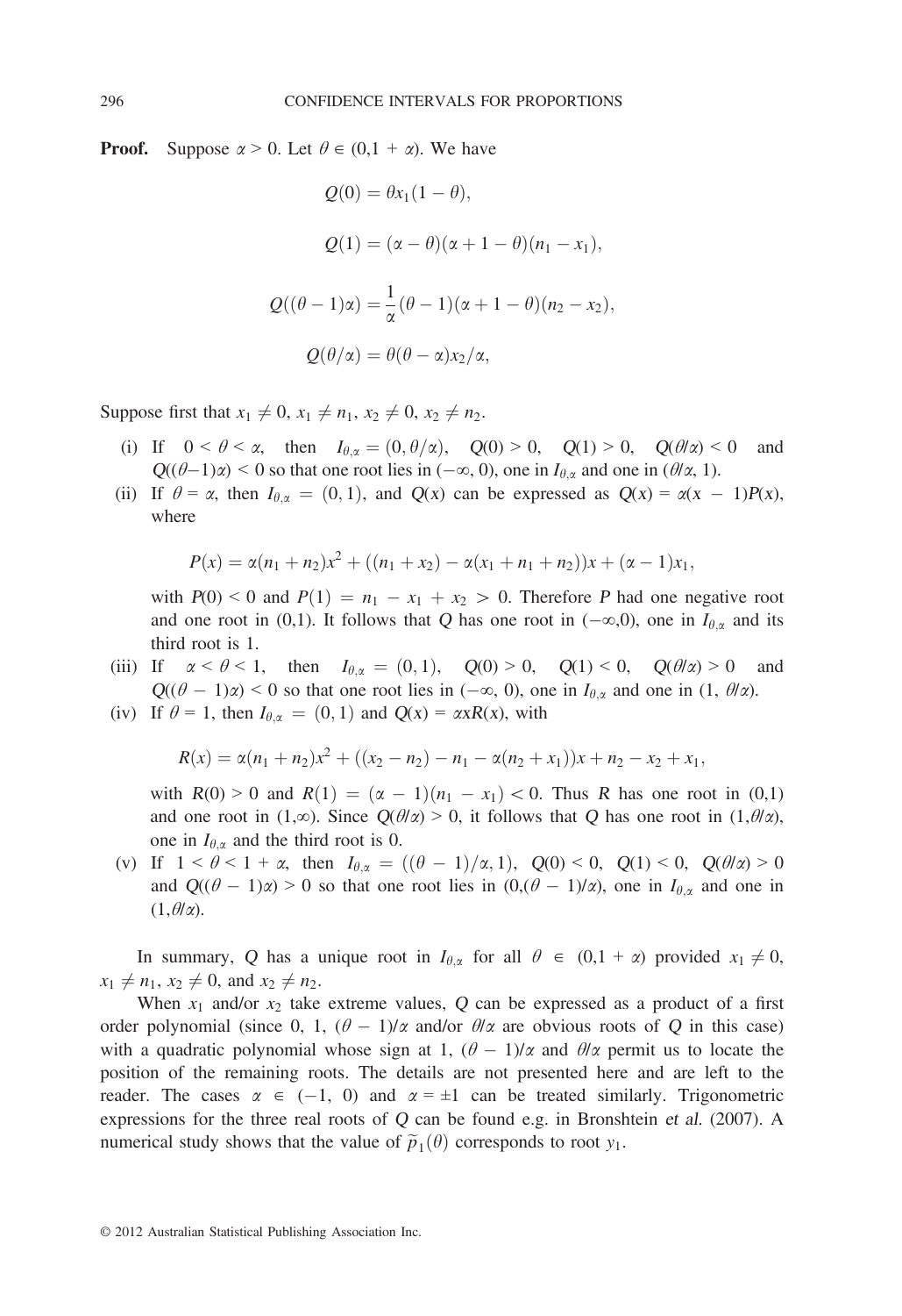**Proof.** Suppose $\alpha > 0$. Let $\theta \in (0, 1 + \alpha)$. We have

$$Q(0) = \theta x_1(1 - \theta),$$

$$Q(1) = (\alpha - \theta)(\alpha + 1 - \theta)(n_1 - x_1),$$

$$Q((\theta - 1)\alpha) = \frac{1}{\alpha}(\theta - 1)(\alpha + 1 - \theta)(n_2 - x_2),$$

$$Q(\theta/\alpha) = \theta(\theta - \alpha)x_2/\alpha,$$

Suppose first that $x_1 \neq 0$, $x_1 \neq n_1$, $x_2 \neq 0$, $x_2 \neq n_2$.

(i) If $0 < \theta < \alpha$, then $I_{\theta,\alpha} = (0, \theta/\alpha)$, $Q(0) > 0$, $Q(1) > 0$, $Q(\theta/\alpha) < 0$ and $Q((\theta-1)\alpha) < 0$ so that one root lies in $(-\infty, 0)$, one in $I_{\theta,\alpha}$ and one in $(\theta/\alpha, 1)$.

(ii) If $\theta = \alpha$, then $I_{\theta,\alpha} = (0,1)$, and $Q(x)$ can be expressed as $Q(x) = \alpha(x - 1)P(x)$, where

$$P(x) = \alpha(n_1 + n_2)x^2 + ((n_1 + x_2) - \alpha(x_1 + n_1 + n_2))x + (\alpha - 1)x_1,$$

with $P(0) < 0$ and $P(1) = n_1 - x_1 + x_2 > 0$. Therefore $P$ had one negative root and one root in (0,1). It follows that $Q$ has one root in $(-\infty,0)$, one in $I_{\theta,\alpha}$ and its third root is 1.

(iii) If $\alpha < \theta < 1$, then $I_{\theta,\alpha} = (0,1)$, $Q(0) > 0$, $Q(1) < 0$, $Q(\theta/\alpha) > 0$ and $Q((\theta - 1)\alpha) < 0$ so that one root lies in $(-\infty, 0)$, one in $I_{\theta,\alpha}$ and one in $(1, \theta/\alpha)$.

(iv) If $\theta = 1$, then $I_{\theta,\alpha} = (0,1)$ and $Q(x) = \alpha x R(x)$, with

$$R(x) = \alpha(n_1 + n_2)x^2 + ((x_2 - n_2) - n_1 - \alpha(n_2 + x_1))x + n_2 - x_2 + x_1,$$

with $R(0) > 0$ and $R(1) = (\alpha - 1)(n_1 - x_1) < 0$. Thus $R$ has one root in (0,1) and one root in $(1,\infty)$. Since $Q(\theta/\alpha) > 0$, it follows that $Q$ has one root in $(1,\theta/\alpha)$, one in $I_{\theta,\alpha}$ and the third root is 0.

(v) If $1 < \theta < 1 + \alpha$, then $I_{\theta,\alpha} = ((\theta - 1)/\alpha, 1)$, $Q(0) < 0$, $Q(1) < 0$, $Q(\theta/\alpha) > 0$ and $Q((\theta - 1)\alpha) > 0$ so that one root lies in $(0,(\theta - 1)/\alpha)$, one in $I_{\theta,\alpha}$ and one in $(1,\theta/\alpha)$.

In summary, $Q$ has a unique root in $I_{\theta,\alpha}$ for all $\theta \in (0,1 + \alpha)$ provided $x_1 \neq 0$, $x_1 \neq n_1$, $x_2 \neq 0$, and $x_2 \neq n_2$.

When $x_1$ and/or $x_2$ take extreme values, $Q$ can be expressed as a product of a first order polynomial (since 0, 1, $(\theta - 1)/\alpha$ and/or $\theta/\alpha$ are obvious roots of $Q$ in this case) with a quadratic polynomial whose sign at 1, $(\theta - 1)/\alpha$ and $\theta/\alpha$ permit us to locate the position of the remaining roots. The details are not presented here and are left to the reader. The cases $\alpha \in (-1, 0)$ and $\alpha = \pm 1$ can be treated similarly. Trigonometric expressions for the three real roots of $Q$ can be found e.g. in Bronshtein *et al.* (2007). A numerical study shows that the value of $\widetilde{p}_1(\theta)$ corresponds to root $y_1$.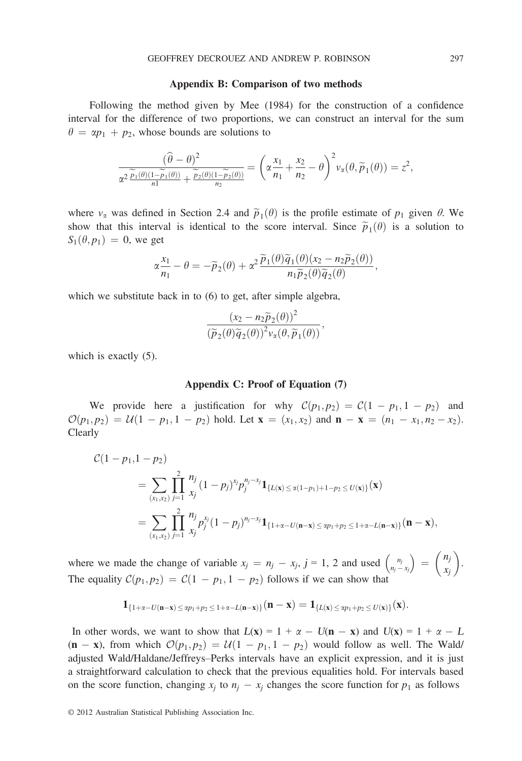## Appendix B: Comparison of two methods

Following the method given by Mee (1984) for the construction of a confidence interval for the difference of two proportions, we can construct an interval for the sum $\theta = \alpha p_1 + p_2$, whose bounds are solutions to

$$\frac{(\widehat{\theta} - \theta)^2}{\alpha^2 \frac{\widetilde{p}_1(\theta)(1-\widetilde{p}_1(\theta))}{n1} + \frac{\widetilde{p}_2(\theta)(1-\widetilde{p}_2(\theta))}{n_2}} = \left(\alpha \frac{x_1}{n_1} + \frac{x_2}{n_2} - \theta\right)^2 v_\alpha(\theta, \widetilde{p}_1(\theta)) = z^2,$$

where $v_\alpha$ was defined in Section 2.4 and $\widetilde{p}_1(\theta)$ is the profile estimate of $p_1$ given $\theta$. We show that this interval is identical to the score interval. Since $\widetilde{p}_1(\theta)$ is a solution to $S_1(\theta, p_1) = 0$, we get

$$\alpha \frac{x_1}{n_1} - \theta = -\widetilde{p}_2(\theta) + \alpha^2 \frac{\widetilde{p}_1(\theta)\widetilde{q}_1(\theta)(x_2 - n_2\widetilde{p}_2(\theta))}{n_1 \widetilde{p}_2(\theta)\widetilde{q}_2(\theta)},$$

which we substitute back in to (6) to get, after simple algebra,

$$\frac{(x_2 - n_2\widetilde{p}_2(\theta))^2}{(\widetilde{p}_2(\theta)\widetilde{q}_2(\theta))^2 v_\alpha(\theta, \widetilde{p}_1(\theta))},$$

which is exactly (5).

## Appendix C: Proof of Equation (7)

We provide here a justification for why $\mathcal{C}(p_1, p_2) = \mathcal{C}(1 - p_1, 1 - p_2)$ and $\mathcal{O}(p_1, p_2) = \mathcal{U}(1 - p_1, 1 - p_2)$ hold. Let $\mathbf{x} = (x_1, x_2)$ and $\mathbf{n} - \mathbf{x} = (n_1 - x_1, n_2 - x_2)$. Clearly

$$\begin{aligned}
\mathcal{C}(1 - p_1, 1 - p_2) &= \sum_{(x_1,x_2)} \prod_{j=1}^{2} \binom{n_j}{x_j} (1 - p_j)^{x_j} p_j^{n_j - x_j} \mathbf{1}_{\{L(\mathbf{x}) \le \alpha(1-p_1)+1-p_2 \le U(\mathbf{x})\}}(\mathbf{x}) \\
&= \sum_{(x_1,x_2)} \prod_{j=1}^{2} \binom{n_j}{x_j} p_j^{x_j} (1 - p_j)^{n_j - x_j} \mathbf{1}_{\{1+\alpha-U(\mathbf{n}-\mathbf{x}) \le \alpha p_1 + p_2 \le 1+\alpha-L(\mathbf{n}-\mathbf{x})\}}(\mathbf{n} - \mathbf{x}),
\end{aligned}$$

where we made the change of variable $x_j = n_j - x_j$, $j = 1, 2$ and used $\binom{n_j}{n_j - x_j} = \binom{n_j}{x_j}$. The equality $\mathcal{C}(p_1, p_2) = \mathcal{C}(1 - p_1, 1 - p_2)$ follows if we can show that

$$\mathbf{1}_{\{1+\alpha-U(\mathbf{n}-\mathbf{x}) \le \alpha p_1 + p_2 \le 1+\alpha-L(\mathbf{n}-\mathbf{x})\}}(\mathbf{n} - \mathbf{x}) = \mathbf{1}_{\{L(\mathbf{x}) \le \alpha p_1 + p_2 \le U(\mathbf{x})\}}(\mathbf{x}).$$

In other words, we want to show that $L(\mathbf{x}) = 1 + \alpha - U(\mathbf{n} - \mathbf{x})$ and $U(\mathbf{x}) = 1 + \alpha - L(\mathbf{n} - \mathbf{x})$, from which $\mathcal{O}(p_1, p_2) = \mathcal{U}(1 - p_1, 1 - p_2)$ would follow as well. The Wald/adjusted Wald/Haldane/Jeffreys–Perks intervals have an explicit expression, and it is just a straightforward calculation to check that the previous equalities hold. For intervals based on the score function, changing $x_j$ to $n_j - x_j$ changes the score function for $p_1$ as follows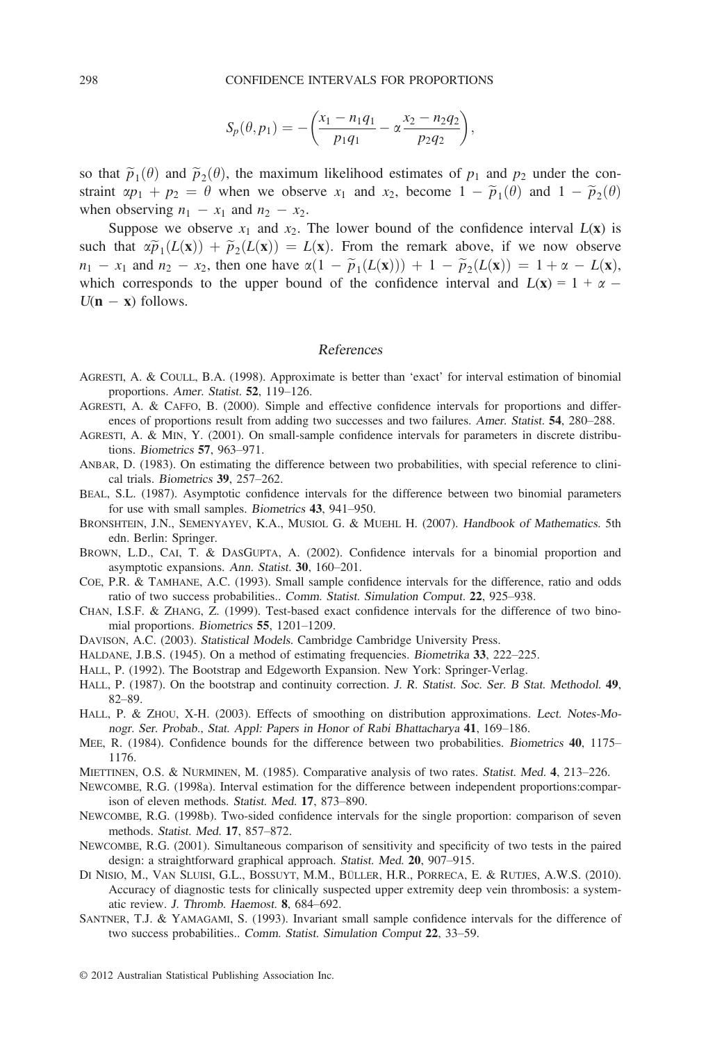$$S_p(\theta, p_1) = -\left(\frac{x_1 - n_1 q_1}{p_1 q_1} - \alpha \frac{x_2 - n_2 q_2}{p_2 q_2}\right),$$

so that $\widetilde{p}_1(\theta)$ and $\widetilde{p}_2(\theta)$, the maximum likelihood estimates of $p_1$ and $p_2$ under the constraint $\alpha p_1 + p_2 = \theta$ when we observe $x_1$ and $x_2$, become $1 - \widetilde{p}_1(\theta)$ and $1 - \widetilde{p}_2(\theta)$ when observing $n_1 - x_1$ and $n_2 - x_2$.

Suppose we observe $x_1$ and $x_2$. The lower bound of the confidence interval $L(\mathbf{x})$ is such that $\alpha\widetilde{p}_1(L(\mathbf{x})) + \widetilde{p}_2(L(\mathbf{x})) = L(\mathbf{x})$. From the remark above, if we now observe $n_1 - x_1$ and $n_2 - x_2$, then one have $\alpha(1 - \widetilde{p}_1(L(\mathbf{x}))) + 1 - \widetilde{p}_2(L(\mathbf{x})) = 1 + \alpha - L(\mathbf{x})$, which corresponds to the upper bound of the confidence interval and $L(\mathbf{x}) = 1 + \alpha - U(\mathbf{n} - \mathbf{x})$ follows.

## References

AGRESTI, A. & COULL, B.A. (1998). Approximate is better than 'exact' for interval estimation of binomial proportions. *Amer. Statist.* **52**, 119–126.

AGRESTI, A. & CAFFO, B. (2000). Simple and effective confidence intervals for proportions and differences of proportions result from adding two successes and two failures. *Amer. Statist.* **54**, 280–288.

AGRESTI, A. & MIN, Y. (2001). On small-sample confidence intervals for parameters in discrete distributions. *Biometrics* **57**, 963–971.

ANBAR, D. (1983). On estimating the difference between two probabilities, with special reference to clinical trials. *Biometrics* **39**, 257–262.

BEAL, S.L. (1987). Asymptotic confidence intervals for the difference between two binomial parameters for use with small samples. *Biometrics* **43**, 941–950.

BRONSHTEIN, J.N., SEMENYAYEV, K.A., MUSIOL G. & MUEHL H. (2007). *Handbook of Mathematics*. 5th edn. Berlin: Springer.

BROWN, L.D., CAI, T. & DASGUPTA, A. (2002). Confidence intervals for a binomial proportion and asymptotic expansions. *Ann. Statist.* **30**, 160–201.

COE, P.R. & TAMHANE, A.C. (1993). Small sample confidence intervals for the difference, ratio and odds ratio of two success probabilities.. *Comm. Statist. Simulation Comput.* **22**, 925–938.

CHAN, I.S.F. & ZHANG, Z. (1999). Test-based exact confidence intervals for the difference of two binomial proportions. *Biometrics* **55**, 1201–1209.

DAVISON, A.C. (2003). *Statistical Models*. Cambridge Cambridge University Press.

HALDANE, J.B.S. (1945). On a method of estimating frequencies. *Biometrika* **33**, 222–225.

HALL, P. (1992). The Bootstrap and Edgeworth Expansion. New York: Springer-Verlag.

HALL, P. (1987). On the bootstrap and continuity correction. *J. R. Statist. Soc. Ser. B Stat. Methodol.* **49**, 82–89.

HALL, P. & ZHOU, X-H. (2003). Effects of smoothing on distribution approximations. *Lect. Notes-Monogr. Ser. Probab., Stat. Appl: Papers in Honor of Rabi Bhattacharya* **41**, 169–186.

MEE, R. (1984). Confidence bounds for the difference between two probabilities. *Biometrics* **40**, 1175–1176.

MIETTINEN, O.S. & NURMINEN, M. (1985). Comparative analysis of two rates. *Statist. Med.* **4**, 213–226.

NEWCOMBE, R.G. (1998a). Interval estimation for the difference between independent proportions:comparison of eleven methods. *Statist. Med.* **17**, 873–890.

NEWCOMBE, R.G. (1998b). Two-sided confidence intervals for the single proportion: comparison of seven methods. *Statist. Med.* **17**, 857–872.

NEWCOMBE, R.G. (2001). Simultaneous comparison of sensitivity and specificity of two tests in the paired design: a straightforward graphical approach. *Statist. Med.* **20**, 907–915.

DI NISIO, M., VAN SLUISI, G.L., BOSSUYT, M.M., BÜLLER, H.R., PORRECA, E. & RUTJES, A.W.S. (2010). Accuracy of diagnostic tests for clinically suspected upper extremity deep vein thrombosis: a systematic review. *J. Thromb. Haemost.* **8**, 684–692.

SANTNER, T.J. & YAMAGAMI, S. (1993). Invariant small sample confidence intervals for the difference of two success probabilities.. *Comm. Statist. Simulation Comput* **22**, 33–59.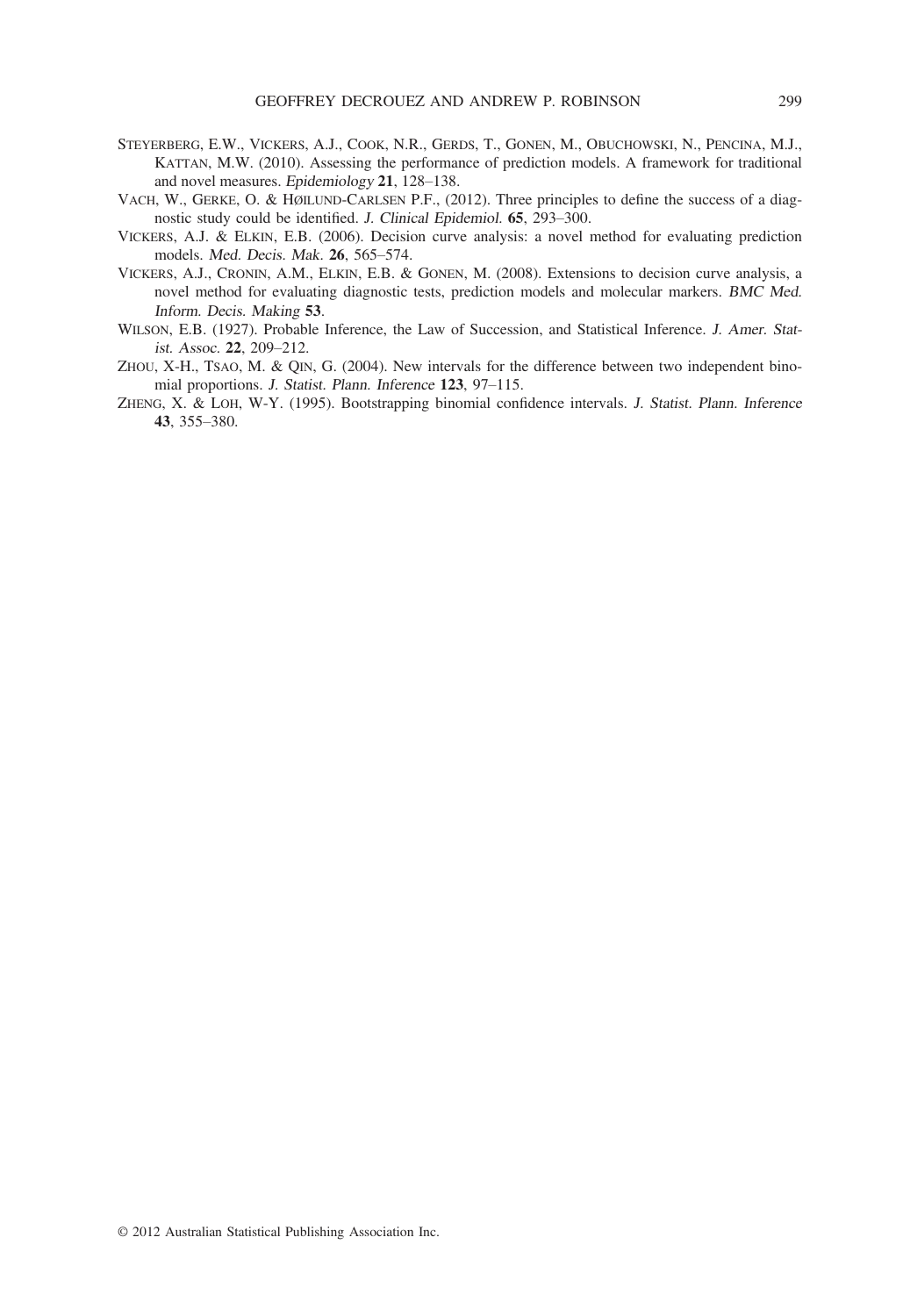Steyerberg, E.W., Vickers, A.J., Cook, N.R., Gerds, T., Gonen, M., Obuchowski, N., Pencina, M.J., Kattan, M.W. (2010). Assessing the performance of prediction models. A framework for traditional and novel measures. *Epidemiology* **21**, 128–138.

Vach, W., Gerke, O. & Høilund-Carlsen P.F., (2012). Three principles to define the success of a diagnostic study could be identified. *J. Clinical Epidemiol.* **65**, 293–300.

Vickers, A.J. & Elkin, E.B. (2006). Decision curve analysis: a novel method for evaluating prediction models. *Med. Decis. Mak.* **26**, 565–574.

Vickers, A.J., Cronin, A.M., Elkin, E.B. & Gonen, M. (2008). Extensions to decision curve analysis, a novel method for evaluating diagnostic tests, prediction models and molecular markers. *BMC Med. Inform. Decis. Making* **53**.

Wilson, E.B. (1927). Probable Inference, the Law of Succession, and Statistical Inference. *J. Amer. Statist. Assoc.* **22**, 209–212.

Zhou, X-H., Tsao, M. & Qin, G. (2004). New intervals for the difference between two independent binomial proportions. *J. Statist. Plann. Inference* **123**, 97–115.

Zheng, X. & Loh, W-Y. (1995). Bootstrapping binomial confidence intervals. *J. Statist. Plann. Inference* **43**, 355–380.

© 2012 Australian Statistical Publishing Association Inc.